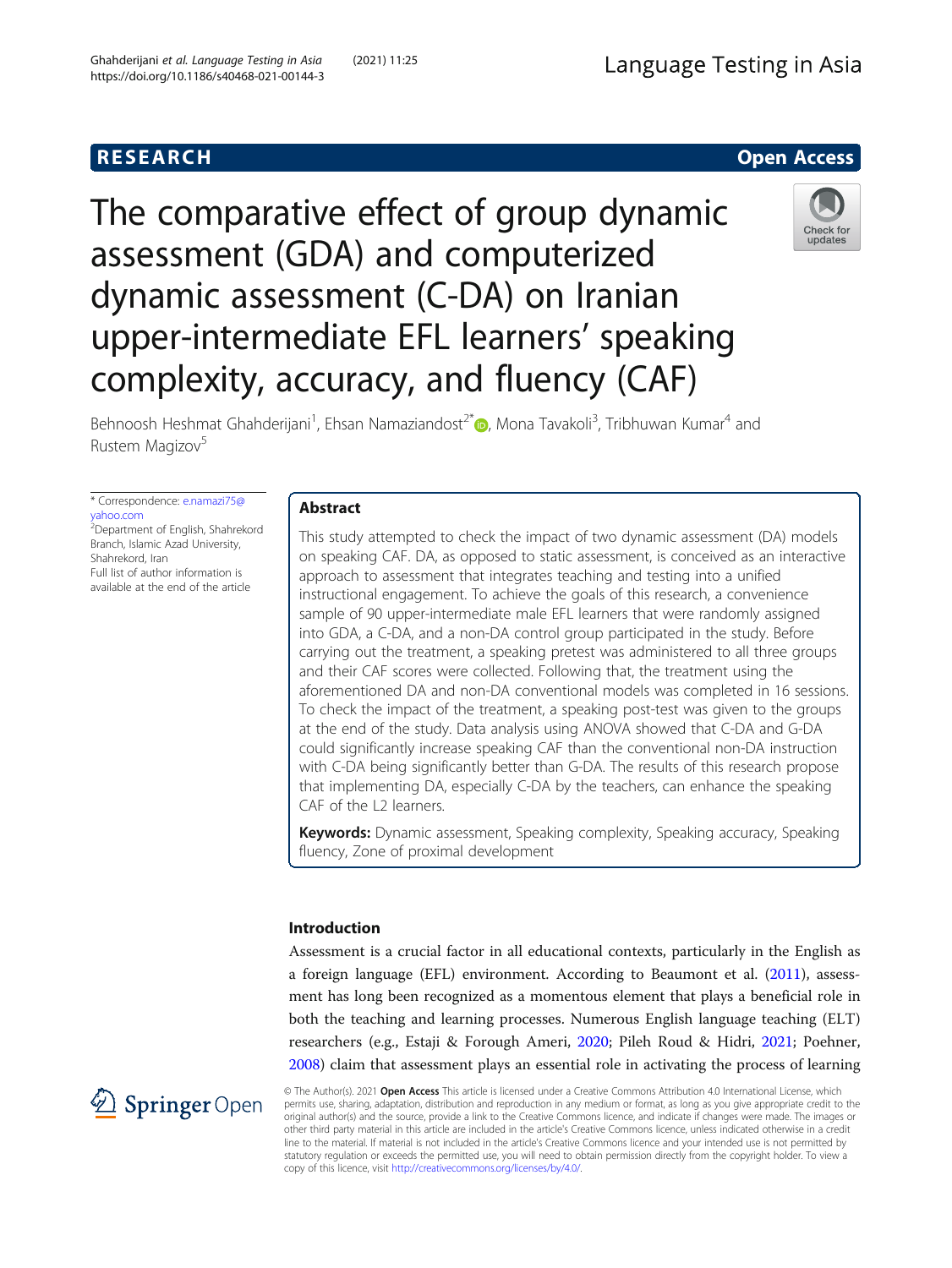RESEARCH | Open Access

# The comparative effect of group dynamic assessment (GDA) and computerized dynamic assessment (C-DA) on Iranian upper-intermediate EFL learners' speaking complexity, accuracy, and fluency (CAF)

Behnoosh Heshmat Ghahderijani[1], Ehsan Namaziandost[2*], Mona Tavakoli[3], Tribhuwan Kumar[4] and Rustem Magizov[5]

\* Correspondence: e.namazi75@yahoo.com
[2]Department of English, Shahrekord Branch, Islamic Azad University, Shahrekord, Iran
Full list of author information is available at the end of the article

## Abstract

This study attempted to check the impact of two dynamic assessment (DA) models on speaking CAF. DA, as opposed to static assessment, is conceived as an interactive approach to assessment that integrates teaching and testing into a unified instructional engagement. To achieve the goals of this research, a convenience sample of 90 upper-intermediate male EFL learners that were randomly assigned into GDA, a C-DA, and a non-DA control group participated in the study. Before carrying out the treatment, a speaking pretest was administered to all three groups and their CAF scores were collected. Following that, the treatment using the aforementioned DA and non-DA conventional models was completed in 16 sessions. To check the impact of the treatment, a speaking post-test was given to the groups at the end of the study. Data analysis using ANOVA showed that C-DA and G-DA could significantly increase speaking CAF than the conventional non-DA instruction with C-DA being significantly better than G-DA. The results of this research propose that implementing DA, especially C-DA by the teachers, can enhance the speaking CAF of the L2 learners.

**Keywords:** Dynamic assessment, Speaking complexity, Speaking accuracy, Speaking fluency, Zone of proximal development

## Introduction

Assessment is a crucial factor in all educational contexts, particularly in the English as a foreign language (EFL) environment. According to Beaumont et al. (2011), assessment has long been recognized as a momentous element that plays a beneficial role in both the teaching and learning processes. Numerous English language teaching (ELT) researchers (e.g., Estaji & Forough Ameri, 2020; Pileh Roud & Hidri, 2021; Poehner, 2008) claim that assessment plays an essential role in activating the process of learning

© The Author(s). 2021 **Open Access** This article is licensed under a Creative Commons Attribution 4.0 International License, which permits use, sharing, adaptation, distribution and reproduction in any medium or format, as long as you give appropriate credit to the original author(s) and the source, provide a link to the Creative Commons licence, and indicate if changes were made. The images or other third party material in this article are included in the article's Creative Commons licence, unless indicated otherwise in a credit line to the material. If material is not included in the article's Creative Commons licence and your intended use is not permitted by statutory regulation or exceeds the permitted use, you will need to obtain permission directly from the copyright holder. To view a copy of this licence, visit http://creativecommons.org/licenses/by/4.0/.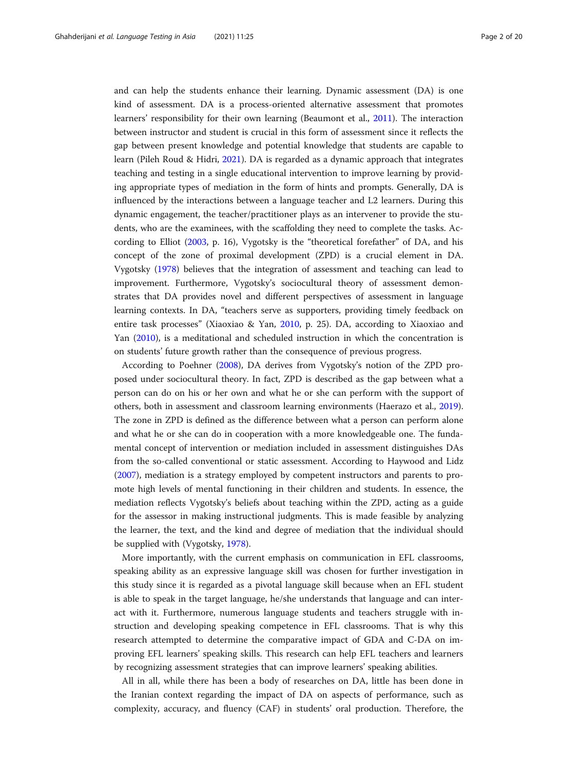and can help the students enhance their learning. Dynamic assessment (DA) is one kind of assessment. DA is a process-oriented alternative assessment that promotes learners' responsibility for their own learning (Beaumont et al., 2011). The interaction between instructor and student is crucial in this form of assessment since it reflects the gap between present knowledge and potential knowledge that students are capable to learn (Pileh Roud & Hidri, 2021). DA is regarded as a dynamic approach that integrates teaching and testing in a single educational intervention to improve learning by providing appropriate types of mediation in the form of hints and prompts. Generally, DA is influenced by the interactions between a language teacher and L2 learners. During this dynamic engagement, the teacher/practitioner plays as an intervener to provide the students, who are the examinees, with the scaffolding they need to complete the tasks. According to Elliot (2003, p. 16), Vygotsky is the "theoretical forefather" of DA, and his concept of the zone of proximal development (ZPD) is a crucial element in DA. Vygotsky (1978) believes that the integration of assessment and teaching can lead to improvement. Furthermore, Vygotsky's sociocultural theory of assessment demonstrates that DA provides novel and different perspectives of assessment in language learning contexts. In DA, "teachers serve as supporters, providing timely feedback on entire task processes" (Xiaoxiao & Yan, 2010, p. 25). DA, according to Xiaoxiao and Yan (2010), is a meditational and scheduled instruction in which the concentration is on students' future growth rather than the consequence of previous progress.

According to Poehner (2008), DA derives from Vygotsky's notion of the ZPD proposed under sociocultural theory. In fact, ZPD is described as the gap between what a person can do on his or her own and what he or she can perform with the support of others, both in assessment and classroom learning environments (Haerazo et al., 2019). The zone in ZPD is defined as the difference between what a person can perform alone and what he or she can do in cooperation with a more knowledgeable one. The fundamental concept of intervention or mediation included in assessment distinguishes DAs from the so-called conventional or static assessment. According to Haywood and Lidz (2007), mediation is a strategy employed by competent instructors and parents to promote high levels of mental functioning in their children and students. In essence, the mediation reflects Vygotsky's beliefs about teaching within the ZPD, acting as a guide for the assessor in making instructional judgments. This is made feasible by analyzing the learner, the text, and the kind and degree of mediation that the individual should be supplied with (Vygotsky, 1978).

More importantly, with the current emphasis on communication in EFL classrooms, speaking ability as an expressive language skill was chosen for further investigation in this study since it is regarded as a pivotal language skill because when an EFL student is able to speak in the target language, he/she understands that language and can interact with it. Furthermore, numerous language students and teachers struggle with instruction and developing speaking competence in EFL classrooms. That is why this research attempted to determine the comparative impact of GDA and C-DA on improving EFL learners' speaking skills. This research can help EFL teachers and learners by recognizing assessment strategies that can improve learners' speaking abilities.

All in all, while there has been a body of researches on DA, little has been done in the Iranian context regarding the impact of DA on aspects of performance, such as complexity, accuracy, and fluency (CAF) in students' oral production. Therefore, the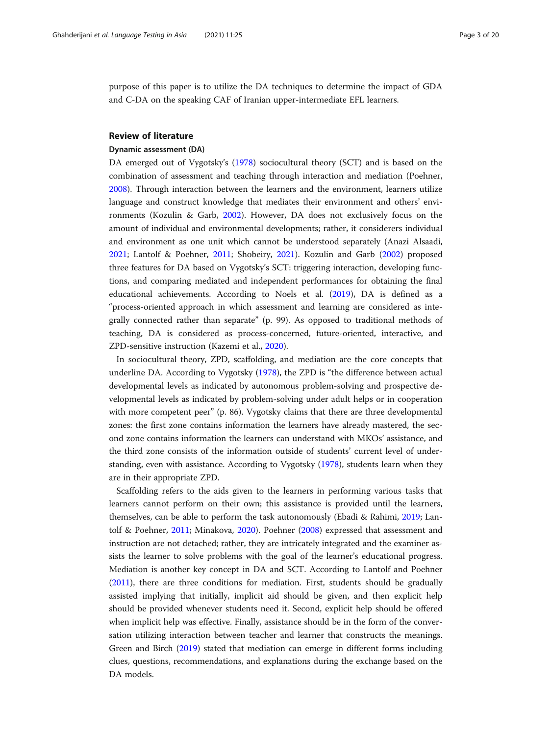purpose of this paper is to utilize the DA techniques to determine the impact of GDA and C-DA on the speaking CAF of Iranian upper-intermediate EFL learners.

## Review of literature

### Dynamic assessment (DA)

DA emerged out of Vygotsky's (1978) sociocultural theory (SCT) and is based on the combination of assessment and teaching through interaction and mediation (Poehner, 2008). Through interaction between the learners and the environment, learners utilize language and construct knowledge that mediates their environment and others' environments (Kozulin & Garb, 2002). However, DA does not exclusively focus on the amount of individual and environmental developments; rather, it considerers individual and environment as one unit which cannot be understood separately (Anazi Alsaadi, 2021; Lantolf & Poehner, 2011; Shobeiry, 2021). Kozulin and Garb (2002) proposed three features for DA based on Vygotsky's SCT: triggering interaction, developing functions, and comparing mediated and independent performances for obtaining the final educational achievements. According to Noels et al. (2019), DA is defined as a "process-oriented approach in which assessment and learning are considered as integrally connected rather than separate" (p. 99). As opposed to traditional methods of teaching, DA is considered as process-concerned, future-oriented, interactive, and ZPD-sensitive instruction (Kazemi et al., 2020).

In sociocultural theory, ZPD, scaffolding, and mediation are the core concepts that underline DA. According to Vygotsky (1978), the ZPD is "the difference between actual developmental levels as indicated by autonomous problem-solving and prospective developmental levels as indicated by problem-solving under adult helps or in cooperation with more competent peer" (p. 86). Vygotsky claims that there are three developmental zones: the first zone contains information the learners have already mastered, the second zone contains information the learners can understand with MKOs' assistance, and the third zone consists of the information outside of students' current level of understanding, even with assistance. According to Vygotsky (1978), students learn when they are in their appropriate ZPD.

Scaffolding refers to the aids given to the learners in performing various tasks that learners cannot perform on their own; this assistance is provided until the learners, themselves, can be able to perform the task autonomously (Ebadi & Rahimi, 2019; Lantolf & Poehner, 2011; Minakova, 2020). Poehner (2008) expressed that assessment and instruction are not detached; rather, they are intricately integrated and the examiner assists the learner to solve problems with the goal of the learner's educational progress. Mediation is another key concept in DA and SCT. According to Lantolf and Poehner (2011), there are three conditions for mediation. First, students should be gradually assisted implying that initially, implicit aid should be given, and then explicit help should be provided whenever students need it. Second, explicit help should be offered when implicit help was effective. Finally, assistance should be in the form of the conversation utilizing interaction between teacher and learner that constructs the meanings. Green and Birch (2019) stated that mediation can emerge in different forms including clues, questions, recommendations, and explanations during the exchange based on the DA models.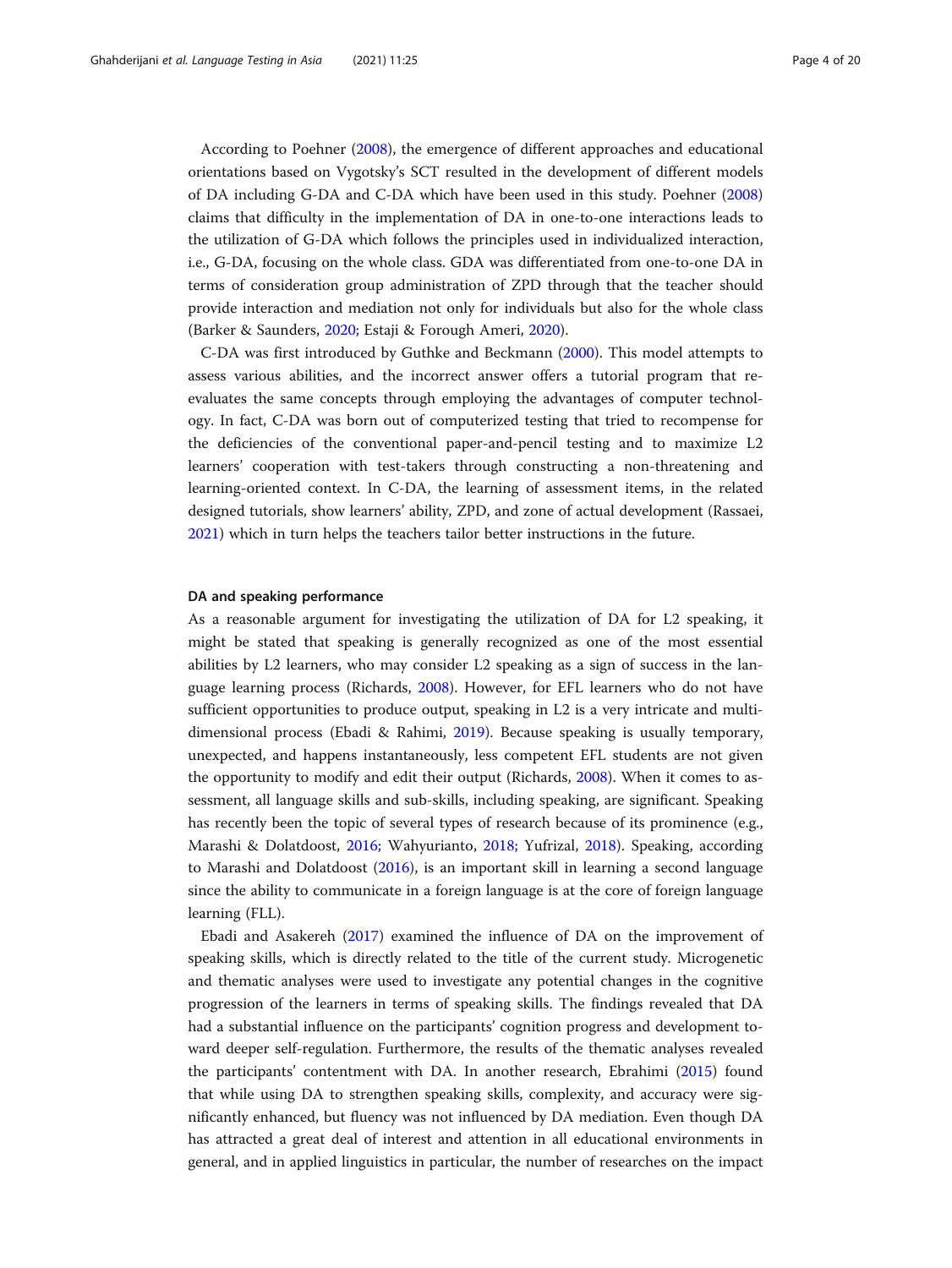According to Poehner (2008), the emergence of different approaches and educational orientations based on Vygotsky's SCT resulted in the development of different models of DA including G-DA and C-DA which have been used in this study. Poehner (2008) claims that difficulty in the implementation of DA in one-to-one interactions leads to the utilization of G-DA which follows the principles used in individualized interaction, i.e., G-DA, focusing on the whole class. GDA was differentiated from one-to-one DA in terms of consideration group administration of ZPD through that the teacher should provide interaction and mediation not only for individuals but also for the whole class (Barker & Saunders, 2020; Estaji & Forough Ameri, 2020).

C-DA was first introduced by Guthke and Beckmann (2000). This model attempts to assess various abilities, and the incorrect answer offers a tutorial program that re-evaluates the same concepts through employing the advantages of computer technology. In fact, C-DA was born out of computerized testing that tried to recompense for the deficiencies of the conventional paper-and-pencil testing and to maximize L2 learners' cooperation with test-takers through constructing a non-threatening and learning-oriented context. In C-DA, the learning of assessment items, in the related designed tutorials, show learners' ability, ZPD, and zone of actual development (Rassaei, 2021) which in turn helps the teachers tailor better instructions in the future.

### DA and speaking performance

As a reasonable argument for investigating the utilization of DA for L2 speaking, it might be stated that speaking is generally recognized as one of the most essential abilities by L2 learners, who may consider L2 speaking as a sign of success in the language learning process (Richards, 2008). However, for EFL learners who do not have sufficient opportunities to produce output, speaking in L2 is a very intricate and multi-dimensional process (Ebadi & Rahimi, 2019). Because speaking is usually temporary, unexpected, and happens instantaneously, less competent EFL students are not given the opportunity to modify and edit their output (Richards, 2008). When it comes to assessment, all language skills and sub-skills, including speaking, are significant. Speaking has recently been the topic of several types of research because of its prominence (e.g., Marashi & Dolatdoost, 2016; Wahyurianto, 2018; Yufrizal, 2018). Speaking, according to Marashi and Dolatdoost (2016), is an important skill in learning a second language since the ability to communicate in a foreign language is at the core of foreign language learning (FLL).

Ebadi and Asakereh (2017) examined the influence of DA on the improvement of speaking skills, which is directly related to the title of the current study. Microgenetic and thematic analyses were used to investigate any potential changes in the cognitive progression of the learners in terms of speaking skills. The findings revealed that DA had a substantial influence on the participants' cognition progress and development toward deeper self-regulation. Furthermore, the results of the thematic analyses revealed the participants' contentment with DA. In another research, Ebrahimi (2015) found that while using DA to strengthen speaking skills, complexity, and accuracy were significantly enhanced, but fluency was not influenced by DA mediation. Even though DA has attracted a great deal of interest and attention in all educational environments in general, and in applied linguistics in particular, the number of researches on the impact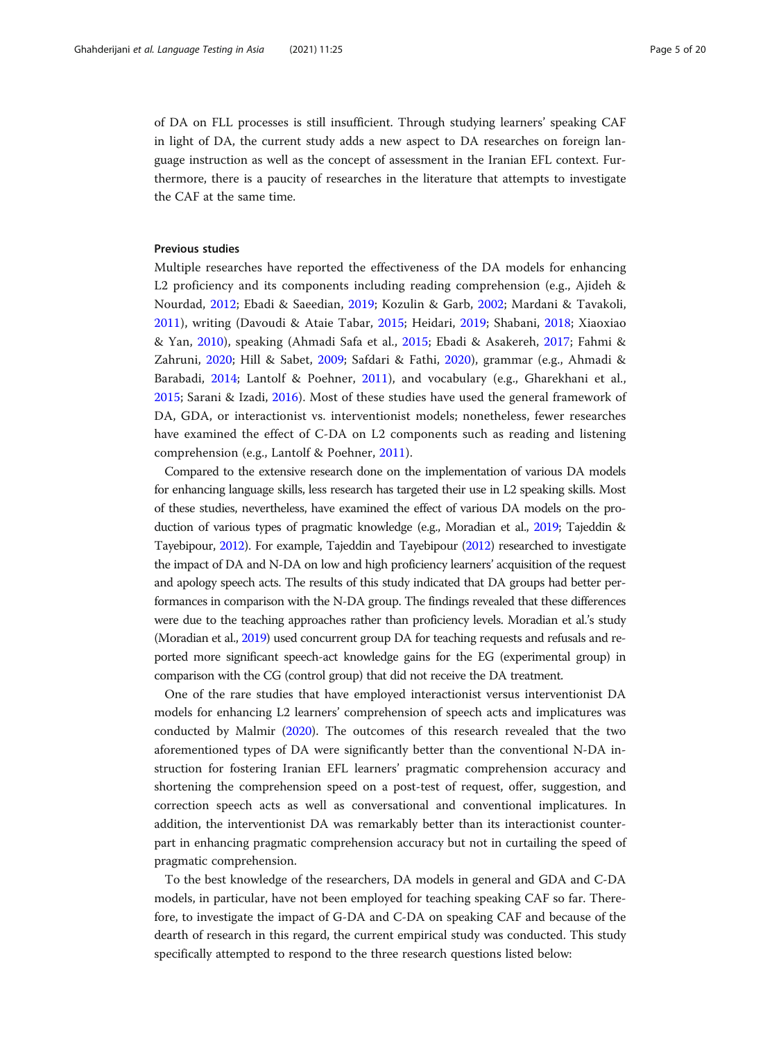of DA on FLL processes is still insufficient. Through studying learners' speaking CAF in light of DA, the current study adds a new aspect to DA researches on foreign language instruction as well as the concept of assessment in the Iranian EFL context. Furthermore, there is a paucity of researches in the literature that attempts to investigate the CAF at the same time.

#### Previous studies

Multiple researches have reported the effectiveness of the DA models for enhancing L2 proficiency and its components including reading comprehension (e.g., Ajideh & Nourdad, 2012; Ebadi & Saeedian, 2019; Kozulin & Garb, 2002; Mardani & Tavakoli, 2011), writing (Davoudi & Ataie Tabar, 2015; Heidari, 2019; Shabani, 2018; Xiaoxiao & Yan, 2010), speaking (Ahmadi Safa et al., 2015; Ebadi & Asakereh, 2017; Fahmi & Zahruni, 2020; Hill & Sabet, 2009; Safdari & Fathi, 2020), grammar (e.g., Ahmadi & Barabadi, 2014; Lantolf & Poehner, 2011), and vocabulary (e.g., Gharekhani et al., 2015; Sarani & Izadi, 2016). Most of these studies have used the general framework of DA, GDA, or interactionist vs. interventionist models; nonetheless, fewer researches have examined the effect of C-DA on L2 components such as reading and listening comprehension (e.g., Lantolf & Poehner, 2011).

Compared to the extensive research done on the implementation of various DA models for enhancing language skills, less research has targeted their use in L2 speaking skills. Most of these studies, nevertheless, have examined the effect of various DA models on the production of various types of pragmatic knowledge (e.g., Moradian et al., 2019; Tajeddin & Tayebipour, 2012). For example, Tajeddin and Tayebipour (2012) researched to investigate the impact of DA and N-DA on low and high proficiency learners' acquisition of the request and apology speech acts. The results of this study indicated that DA groups had better performances in comparison with the N-DA group. The findings revealed that these differences were due to the teaching approaches rather than proficiency levels. Moradian et al.'s study (Moradian et al., 2019) used concurrent group DA for teaching requests and refusals and reported more significant speech-act knowledge gains for the EG (experimental group) in comparison with the CG (control group) that did not receive the DA treatment.

One of the rare studies that have employed interactionist versus interventionist DA models for enhancing L2 learners' comprehension of speech acts and implicatures was conducted by Malmir (2020). The outcomes of this research revealed that the two aforementioned types of DA were significantly better than the conventional N-DA instruction for fostering Iranian EFL learners' pragmatic comprehension accuracy and shortening the comprehension speed on a post-test of request, offer, suggestion, and correction speech acts as well as conversational and conventional implicatures. In addition, the interventionist DA was remarkably better than its interactionist counterpart in enhancing pragmatic comprehension accuracy but not in curtailing the speed of pragmatic comprehension.

To the best knowledge of the researchers, DA models in general and GDA and C-DA models, in particular, have not been employed for teaching speaking CAF so far. Therefore, to investigate the impact of G-DA and C-DA on speaking CAF and because of the dearth of research in this regard, the current empirical study was conducted. This study specifically attempted to respond to the three research questions listed below: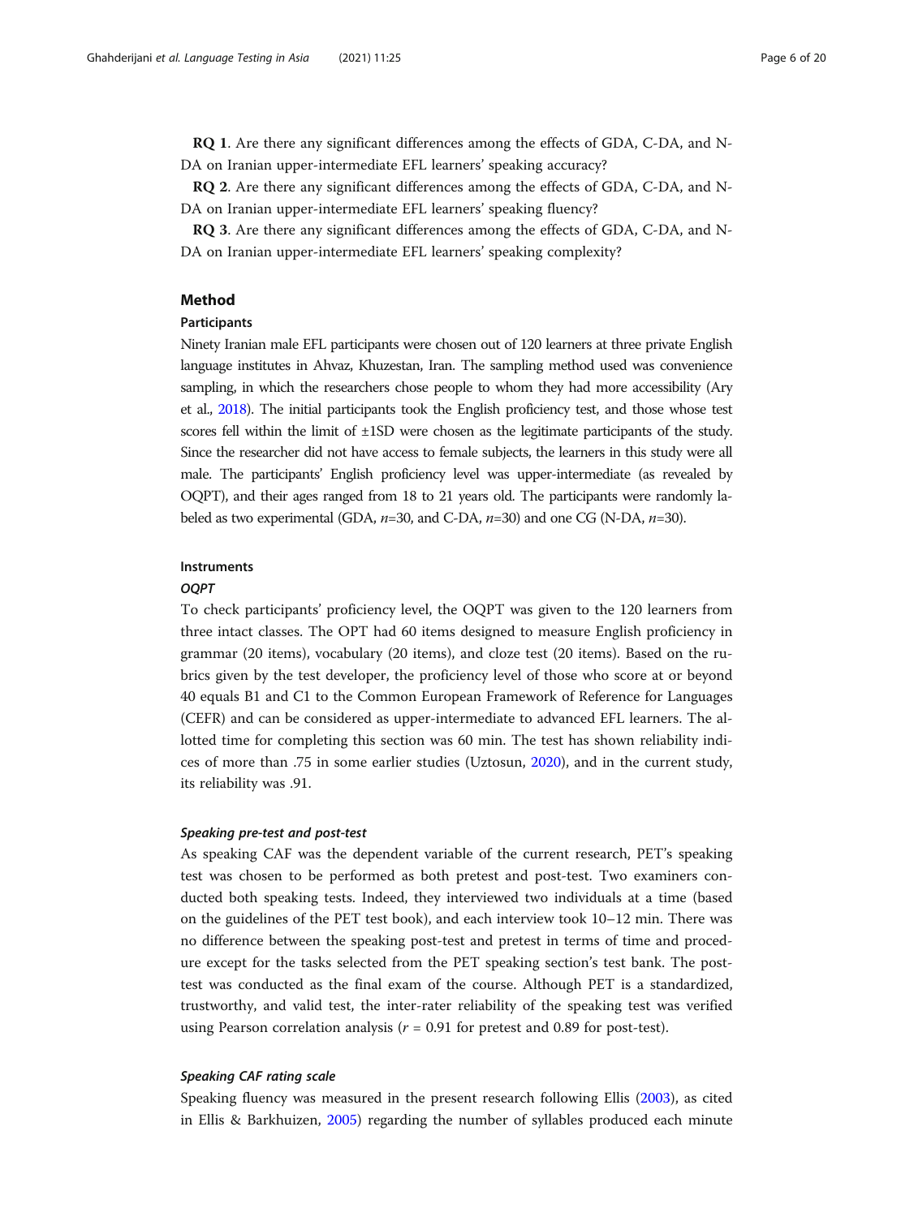**RQ 1**. Are there any significant differences among the effects of GDA, C-DA, and N-DA on Iranian upper-intermediate EFL learners' speaking accuracy?

**RQ 2**. Are there any significant differences among the effects of GDA, C-DA, and N-DA on Iranian upper-intermediate EFL learners' speaking fluency?

**RQ 3**. Are there any significant differences among the effects of GDA, C-DA, and N-DA on Iranian upper-intermediate EFL learners' speaking complexity?

## Method

### Participants

Ninety Iranian male EFL participants were chosen out of 120 learners at three private English language institutes in Ahvaz, Khuzestan, Iran. The sampling method used was convenience sampling, in which the researchers chose people to whom they had more accessibility (Ary et al., 2018). The initial participants took the English proficiency test, and those whose test scores fell within the limit of ±1SD were chosen as the legitimate participants of the study. Since the researcher did not have access to female subjects, the learners in this study were all male. The participants' English proficiency level was upper-intermediate (as revealed by OQPT), and their ages ranged from 18 to 21 years old. The participants were randomly labeled as two experimental (GDA, *n*=30, and C-DA, *n*=30) and one CG (N-DA, *n*=30).

### Instruments

#### *OQPT*

To check participants' proficiency level, the OQPT was given to the 120 learners from three intact classes. The OPT had 60 items designed to measure English proficiency in grammar (20 items), vocabulary (20 items), and cloze test (20 items). Based on the rubrics given by the test developer, the proficiency level of those who score at or beyond 40 equals B1 and C1 to the Common European Framework of Reference for Languages (CEFR) and can be considered as upper-intermediate to advanced EFL learners. The allotted time for completing this section was 60 min. The test has shown reliability indices of more than .75 in some earlier studies (Uztosun, 2020), and in the current study, its reliability was .91.

#### *Speaking pre-test and post-test*

As speaking CAF was the dependent variable of the current research, PET's speaking test was chosen to be performed as both pretest and post-test. Two examiners conducted both speaking tests. Indeed, they interviewed two individuals at a time (based on the guidelines of the PET test book), and each interview took 10–12 min. There was no difference between the speaking post-test and pretest in terms of time and procedure except for the tasks selected from the PET speaking section's test bank. The post-test was conducted as the final exam of the course. Although PET is a standardized, trustworthy, and valid test, the inter-rater reliability of the speaking test was verified using Pearson correlation analysis ($r$ = 0.91 for pretest and 0.89 for post-test).

#### *Speaking CAF rating scale*

Speaking fluency was measured in the present research following Ellis (2003), as cited in Ellis & Barkhuizen, 2005) regarding the number of syllables produced each minute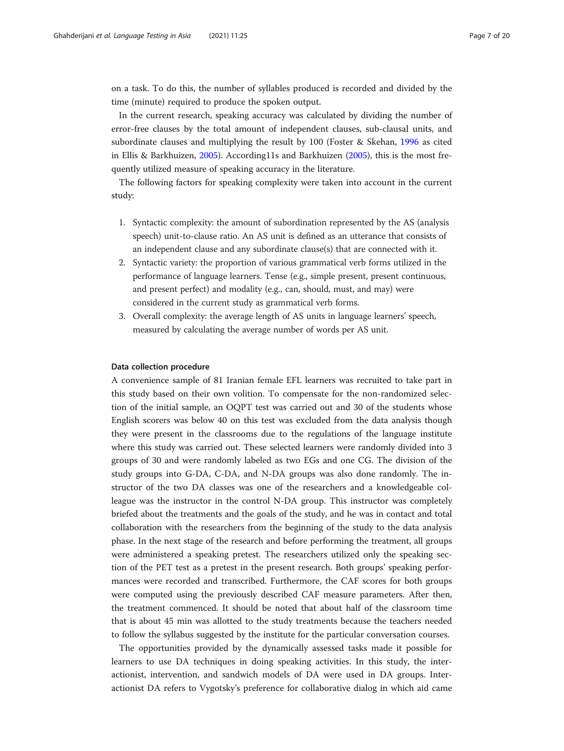on a task. To do this, the number of syllables produced is recorded and divided by the time (minute) required to produce the spoken output.

In the current research, speaking accuracy was calculated by dividing the number of error-free clauses by the total amount of independent clauses, sub-clausal units, and subordinate clauses and multiplying the result by 100 (Foster & Skehan, 1996 as cited in Ellis & Barkhuizen, 2005). According11s and Barkhuizen (2005), this is the most frequently utilized measure of speaking accuracy in the literature.

The following factors for speaking complexity were taken into account in the current study:

1. Syntactic complexity: the amount of subordination represented by the AS (analysis speech) unit-to-clause ratio. An AS unit is defined as an utterance that consists of an independent clause and any subordinate clause(s) that are connected with it.
2. Syntactic variety: the proportion of various grammatical verb forms utilized in the performance of language learners. Tense (e.g., simple present, present continuous, and present perfect) and modality (e.g., can, should, must, and may) were considered in the current study as grammatical verb forms.
3. Overall complexity: the average length of AS units in language learners' speech, measured by calculating the average number of words per AS unit.

#### Data collection procedure

A convenience sample of 81 Iranian female EFL learners was recruited to take part in this study based on their own volition. To compensate for the non-randomized selection of the initial sample, an OQPT test was carried out and 30 of the students whose English scorers was below 40 on this test was excluded from the data analysis though they were present in the classrooms due to the regulations of the language institute where this study was carried out. These selected learners were randomly divided into 3 groups of 30 and were randomly labeled as two EGs and one CG. The division of the study groups into G-DA, C-DA, and N-DA groups was also done randomly. The instructor of the two DA classes was one of the researchers and a knowledgeable colleague was the instructor in the control N-DA group. This instructor was completely briefed about the treatments and the goals of the study, and he was in contact and total collaboration with the researchers from the beginning of the study to the data analysis phase. In the next stage of the research and before performing the treatment, all groups were administered a speaking pretest. The researchers utilized only the speaking section of the PET test as a pretest in the present research. Both groups' speaking performances were recorded and transcribed. Furthermore, the CAF scores for both groups were computed using the previously described CAF measure parameters. After then, the treatment commenced. It should be noted that about half of the classroom time that is about 45 min was allotted to the study treatments because the teachers needed to follow the syllabus suggested by the institute for the particular conversation courses.

The opportunities provided by the dynamically assessed tasks made it possible for learners to use DA techniques in doing speaking activities. In this study, the interactionist, intervention, and sandwich models of DA were used in DA groups. Interactionist DA refers to Vygotsky's preference for collaborative dialog in which aid came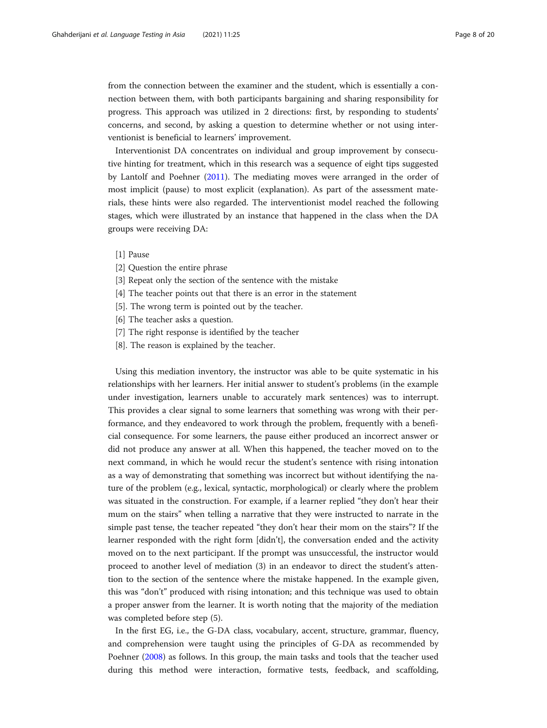from the connection between the examiner and the student, which is essentially a connection between them, with both participants bargaining and sharing responsibility for progress. This approach was utilized in 2 directions: first, by responding to students' concerns, and second, by asking a question to determine whether or not using interventionist is beneficial to learners' improvement.

Interventionist DA concentrates on individual and group improvement by consecutive hinting for treatment, which in this research was a sequence of eight tips suggested by Lantolf and Poehner (2011). The mediating moves were arranged in the order of most implicit (pause) to most explicit (explanation). As part of the assessment materials, these hints were also regarded. The interventionist model reached the following stages, which were illustrated by an instance that happened in the class when the DA groups were receiving DA:

[1] Pause
[2] Question the entire phrase
[3] Repeat only the section of the sentence with the mistake
[4] The teacher points out that there is an error in the statement
[5]. The wrong term is pointed out by the teacher.
[6] The teacher asks a question.
[7] The right response is identified by the teacher
[8]. The reason is explained by the teacher.

Using this mediation inventory, the instructor was able to be quite systematic in his relationships with her learners. Her initial answer to student's problems (in the example under investigation, learners unable to accurately mark sentences) was to interrupt. This provides a clear signal to some learners that something was wrong with their performance, and they endeavored to work through the problem, frequently with a beneficial consequence. For some learners, the pause either produced an incorrect answer or did not produce any answer at all. When this happened, the teacher moved on to the next command, in which he would recur the student's sentence with rising intonation as a way of demonstrating that something was incorrect but without identifying the nature of the problem (e.g., lexical, syntactic, morphological) or clearly where the problem was situated in the construction. For example, if a learner replied "they don't hear their mum on the stairs" when telling a narrative that they were instructed to narrate in the simple past tense, the teacher repeated "they don't hear their mom on the stairs"? If the learner responded with the right form [didn't], the conversation ended and the activity moved on to the next participant. If the prompt was unsuccessful, the instructor would proceed to another level of mediation (3) in an endeavor to direct the student's attention to the section of the sentence where the mistake happened. In the example given, this was "don't" produced with rising intonation; and this technique was used to obtain a proper answer from the learner. It is worth noting that the majority of the mediation was completed before step (5).

In the first EG, i.e., the G-DA class, vocabulary, accent, structure, grammar, fluency, and comprehension were taught using the principles of G-DA as recommended by Poehner (2008) as follows. In this group, the main tasks and tools that the teacher used during this method were interaction, formative tests, feedback, and scaffolding,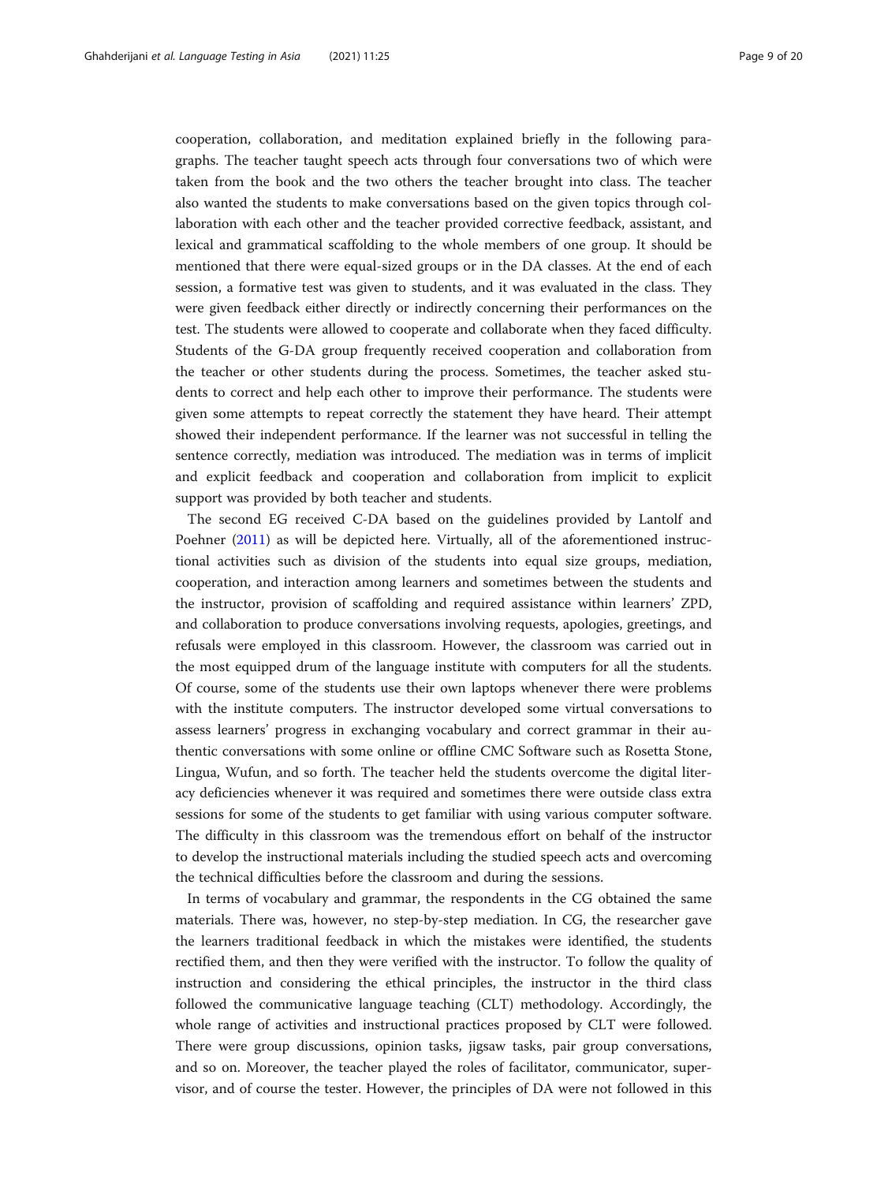cooperation, collaboration, and meditation explained briefly in the following paragraphs. The teacher taught speech acts through four conversations two of which were taken from the book and the two others the teacher brought into class. The teacher also wanted the students to make conversations based on the given topics through collaboration with each other and the teacher provided corrective feedback, assistant, and lexical and grammatical scaffolding to the whole members of one group. It should be mentioned that there were equal-sized groups or in the DA classes. At the end of each session, a formative test was given to students, and it was evaluated in the class. They were given feedback either directly or indirectly concerning their performances on the test. The students were allowed to cooperate and collaborate when they faced difficulty. Students of the G-DA group frequently received cooperation and collaboration from the teacher or other students during the process. Sometimes, the teacher asked students to correct and help each other to improve their performance. The students were given some attempts to repeat correctly the statement they have heard. Their attempt showed their independent performance. If the learner was not successful in telling the sentence correctly, mediation was introduced. The mediation was in terms of implicit and explicit feedback and cooperation and collaboration from implicit to explicit support was provided by both teacher and students.

The second EG received C-DA based on the guidelines provided by Lantolf and Poehner (2011) as will be depicted here. Virtually, all of the aforementioned instructional activities such as division of the students into equal size groups, mediation, cooperation, and interaction among learners and sometimes between the students and the instructor, provision of scaffolding and required assistance within learners' ZPD, and collaboration to produce conversations involving requests, apologies, greetings, and refusals were employed in this classroom. However, the classroom was carried out in the most equipped drum of the language institute with computers for all the students. Of course, some of the students use their own laptops whenever there were problems with the institute computers. The instructor developed some virtual conversations to assess learners' progress in exchanging vocabulary and correct grammar in their authentic conversations with some online or offline CMC Software such as Rosetta Stone, Lingua, Wufun, and so forth. The teacher held the students overcome the digital literacy deficiencies whenever it was required and sometimes there were outside class extra sessions for some of the students to get familiar with using various computer software. The difficulty in this classroom was the tremendous effort on behalf of the instructor to develop the instructional materials including the studied speech acts and overcoming the technical difficulties before the classroom and during the sessions.

In terms of vocabulary and grammar, the respondents in the CG obtained the same materials. There was, however, no step-by-step mediation. In CG, the researcher gave the learners traditional feedback in which the mistakes were identified, the students rectified them, and then they were verified with the instructor. To follow the quality of instruction and considering the ethical principles, the instructor in the third class followed the communicative language teaching (CLT) methodology. Accordingly, the whole range of activities and instructional practices proposed by CLT were followed. There were group discussions, opinion tasks, jigsaw tasks, pair group conversations, and so on. Moreover, the teacher played the roles of facilitator, communicator, supervisor, and of course the tester. However, the principles of DA were not followed in this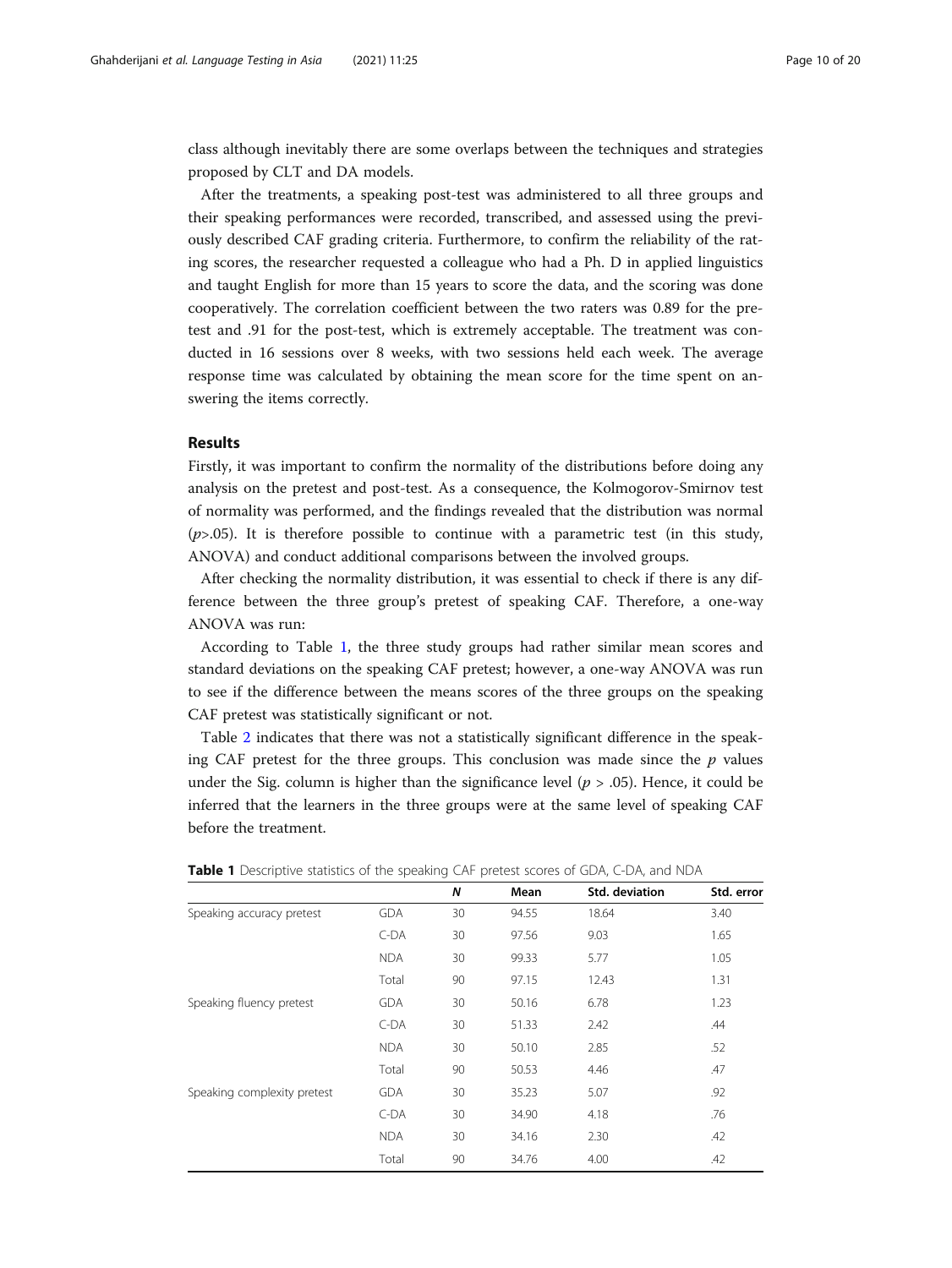class although inevitably there are some overlaps between the techniques and strategies proposed by CLT and DA models.

After the treatments, a speaking post-test was administered to all three groups and their speaking performances were recorded, transcribed, and assessed using the previously described CAF grading criteria. Furthermore, to confirm the reliability of the rating scores, the researcher requested a colleague who had a Ph. D in applied linguistics and taught English for more than 15 years to score the data, and the scoring was done cooperatively. The correlation coefficient between the two raters was 0.89 for the pretest and .91 for the post-test, which is extremely acceptable. The treatment was conducted in 16 sessions over 8 weeks, with two sessions held each week. The average response time was calculated by obtaining the mean score for the time spent on answering the items correctly.

## Results

Firstly, it was important to confirm the normality of the distributions before doing any analysis on the pretest and post-test. As a consequence, the Kolmogorov-Smirnov test of normality was performed, and the findings revealed that the distribution was normal ($p$>.05). It is therefore possible to continue with a parametric test (in this study, ANOVA) and conduct additional comparisons between the involved groups.

After checking the normality distribution, it was essential to check if there is any difference between the three group's pretest of speaking CAF. Therefore, a one-way ANOVA was run:

According to Table 1, the three study groups had rather similar mean scores and standard deviations on the speaking CAF pretest; however, a one-way ANOVA was run to see if the difference between the means scores of the three groups on the speaking CAF pretest was statistically significant or not.

Table 2 indicates that there was not a statistically significant difference in the speaking CAF pretest for the three groups. This conclusion was made since the $p$ values under the Sig. column is higher than the significance level ($p$ > .05). Hence, it could be inferred that the learners in the three groups were at the same level of speaking CAF before the treatment.

**Table 1** Descriptive statistics of the speaking CAF pretest scores of GDA, C-DA, and NDA

| | | *N* | Mean | Std. deviation | Std. error |
|---|---|---|---|---|---|
| Speaking accuracy pretest | GDA | 30 | 94.55 | 18.64 | 3.40 |
| | C-DA | 30 | 97.56 | 9.03 | 1.65 |
| | NDA | 30 | 99.33 | 5.77 | 1.05 |
| | Total | 90 | 97.15 | 12.43 | 1.31 |
| Speaking fluency pretest | GDA | 30 | 50.16 | 6.78 | 1.23 |
| | C-DA | 30 | 51.33 | 2.42 | .44 |
| | NDA | 30 | 50.10 | 2.85 | .52 |
| | Total | 90 | 50.53 | 4.46 | .47 |
| Speaking complexity pretest | GDA | 30 | 35.23 | 5.07 | .92 |
| | C-DA | 30 | 34.90 | 4.18 | .76 |
| | NDA | 30 | 34.16 | 2.30 | .42 |
| | Total | 90 | 34.76 | 4.00 | .42 |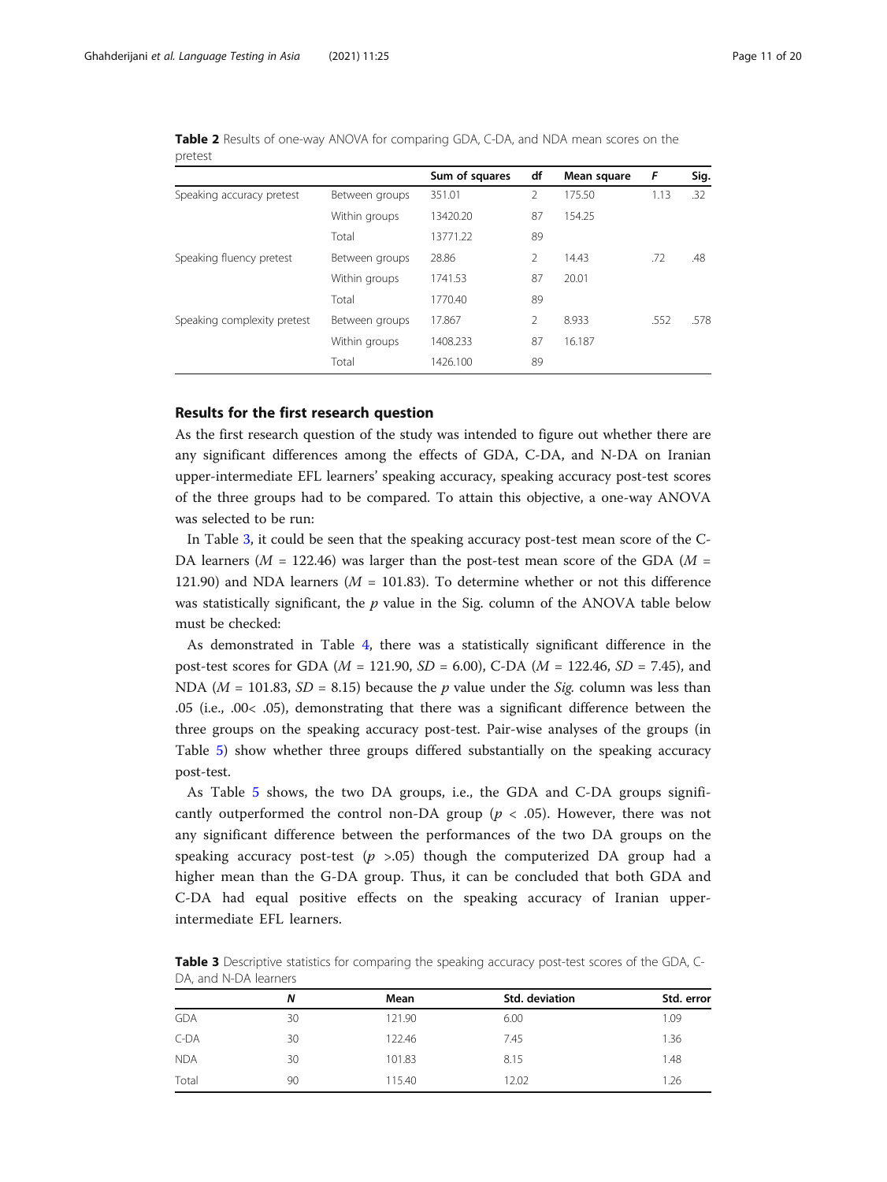**Table 2** Results of one-way ANOVA for comparing GDA, C-DA, and NDA mean scores on the pretest

| | | Sum of squares | df | Mean square | F | Sig. |
|---|---|---|---|---|---|---|
| Speaking accuracy pretest | Between groups | 351.01 | 2 | 175.50 | 1.13 | .32 |
| | Within groups | 13420.20 | 87 | 154.25 | | |
| | Total | 13771.22 | 89 | | | |
| Speaking fluency pretest | Between groups | 28.86 | 2 | 14.43 | .72 | .48 |
| | Within groups | 1741.53 | 87 | 20.01 | | |
| | Total | 1770.40 | 89 | | | |
| Speaking complexity pretest | Between groups | 17.867 | 2 | 8.933 | .552 | .578 |
| | Within groups | 1408.233 | 87 | 16.187 | | |
| | Total | 1426.100 | 89 | | | |

## Results for the first research question

As the first research question of the study was intended to figure out whether there are any significant differences among the effects of GDA, C-DA, and N-DA on Iranian upper-intermediate EFL learners' speaking accuracy, speaking accuracy post-test scores of the three groups had to be compared. To attain this objective, a one-way ANOVA was selected to be run:

In Table 3, it could be seen that the speaking accuracy post-test mean score of the C-DA learners ($M$ = 122.46) was larger than the post-test mean score of the GDA ($M$ = 121.90) and NDA learners ($M$ = 101.83). To determine whether or not this difference was statistically significant, the $p$ value in the Sig. column of the ANOVA table below must be checked:

As demonstrated in Table 4, there was a statistically significant difference in the post-test scores for GDA ($M$ = 121.90, $SD$ = 6.00), C-DA ($M$ = 122.46, $SD$ = 7.45), and NDA ($M$ = 101.83, $SD$ = 8.15) because the $p$ value under the *Sig.* column was less than .05 (i.e., .00< .05), demonstrating that there was a significant difference between the three groups on the speaking accuracy post-test. Pair-wise analyses of the groups (in Table 5) show whether three groups differed substantially on the speaking accuracy post-test.

As Table 5 shows, the two DA groups, i.e., the GDA and C-DA groups significantly outperformed the control non-DA group ($p$ < .05). However, there was not any significant difference between the performances of the two DA groups on the speaking accuracy post-test ($p$ >.05) though the computerized DA group had a higher mean than the G-DA group. Thus, it can be concluded that both GDA and C-DA had equal positive effects on the speaking accuracy of Iranian upper-intermediate EFL learners.

**Table 3** Descriptive statistics for comparing the speaking accuracy post-test scores of the GDA, C-DA, and N-DA learners

| | N | Mean | Std. deviation | Std. error |
|---|---|---|---|---|
| GDA | 30 | 121.90 | 6.00 | 1.09 |
| C-DA | 30 | 122.46 | 7.45 | 1.36 |
| NDA | 30 | 101.83 | 8.15 | 1.48 |
| Total | 90 | 115.40 | 12.02 | 1.26 |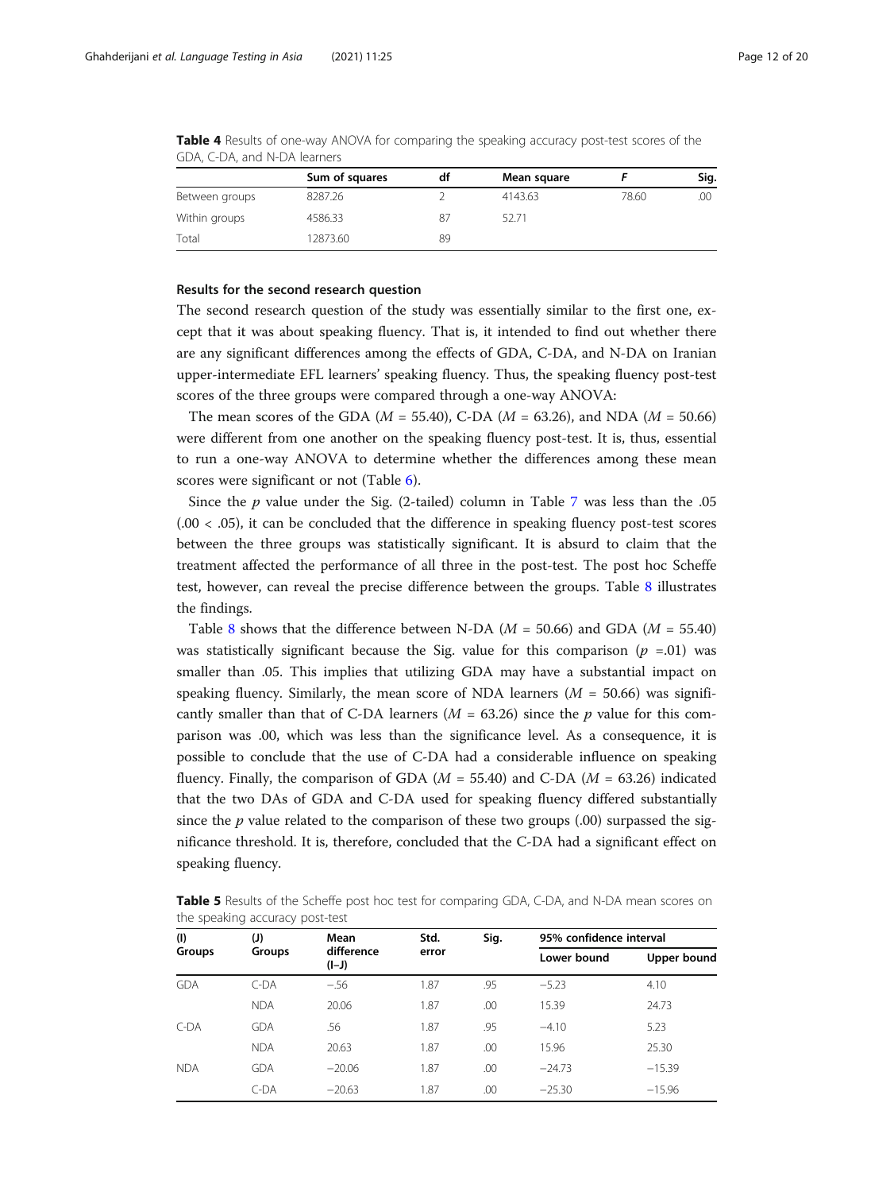**Table 4** Results of one-way ANOVA for comparing the speaking accuracy post-test scores of the GDA, C-DA, and N-DA learners

| | Sum of squares | df | Mean square | F | Sig. |
|---|---|---|---|---|---|
| Between groups | 8287.26 | 2 | 4143.63 | 78.60 | .00 |
| Within groups | 4586.33 | 87 | 52.71 | | |
| Total | 12873.60 | 89 | | | |

### Results for the second research question

The second research question of the study was essentially similar to the first one, except that it was about speaking fluency. That is, it intended to find out whether there are any significant differences among the effects of GDA, C-DA, and N-DA on Iranian upper-intermediate EFL learners' speaking fluency. Thus, the speaking fluency post-test scores of the three groups were compared through a one-way ANOVA:

The mean scores of the GDA ($M$ = 55.40), C-DA ($M$ = 63.26), and NDA ($M$ = 50.66) were different from one another on the speaking fluency post-test. It is, thus, essential to run a one-way ANOVA to determine whether the differences among these mean scores were significant or not (Table 6).

Since the $p$ value under the Sig. (2-tailed) column in Table 7 was less than the .05 (.00 < .05), it can be concluded that the difference in speaking fluency post-test scores between the three groups was statistically significant. It is absurd to claim that the treatment affected the performance of all three in the post-test. The post hoc Scheffe test, however, can reveal the precise difference between the groups. Table 8 illustrates the findings.

Table 8 shows that the difference between N-DA ($M$ = 50.66) and GDA ($M$ = 55.40) was statistically significant because the Sig. value for this comparison ($p$ =.01) was smaller than .05. This implies that utilizing GDA may have a substantial impact on speaking fluency. Similarly, the mean score of NDA learners ($M$ = 50.66) was significantly smaller than that of C-DA learners ($M$ = 63.26) since the $p$ value for this comparison was .00, which was less than the significance level. As a consequence, it is possible to conclude that the use of C-DA had a considerable influence on speaking fluency. Finally, the comparison of GDA ($M$ = 55.40) and C-DA ($M$ = 63.26) indicated that the two DAs of GDA and C-DA used for speaking fluency differed substantially since the $p$ value related to the comparison of these two groups (.00) surpassed the significance threshold. It is, therefore, concluded that the C-DA had a significant effect on speaking fluency.

**Table 5** Results of the Scheffe post hoc test for comparing GDA, C-DA, and N-DA mean scores on the speaking accuracy post-test

| (I) Groups | (J) Groups | Mean difference (I–J) | Std. error | Sig. | 95% confidence interval | |
|---|---|---|---|---|---|---|
| | | | | | Lower bound | Upper bound |
| GDA | C-DA | −.56 | 1.87 | .95 | −5.23 | 4.10 |
| | NDA | 20.06 | 1.87 | .00 | 15.39 | 24.73 |
| C-DA | GDA | .56 | 1.87 | .95 | −4.10 | 5.23 |
| | NDA | 20.63 | 1.87 | .00 | 15.96 | 25.30 |
| NDA | GDA | −20.06 | 1.87 | .00 | −24.73 | −15.39 |
| | C-DA | −20.63 | 1.87 | .00 | −25.30 | −15.96 |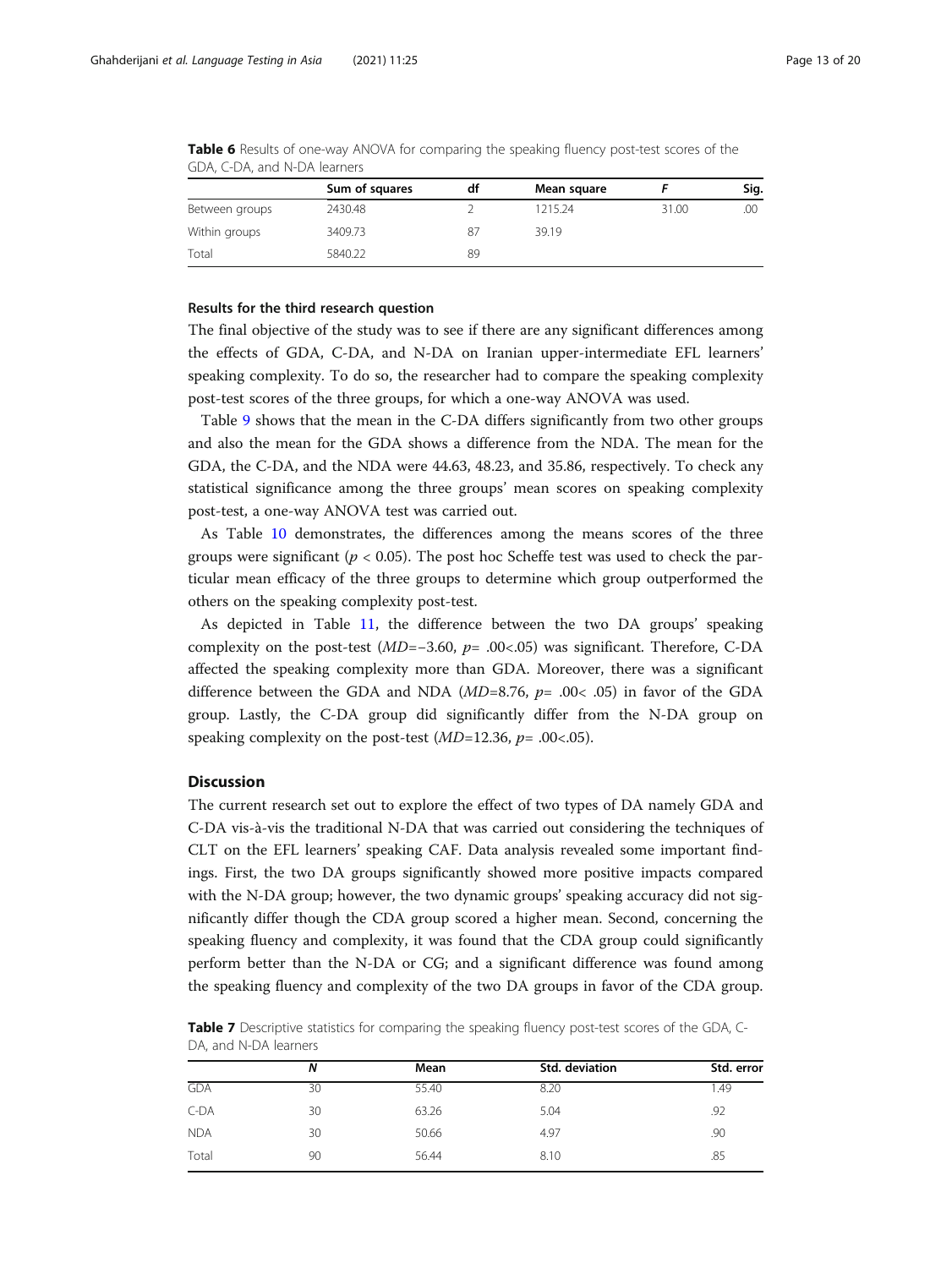**Table 6** Results of one-way ANOVA for comparing the speaking fluency post-test scores of the GDA, C-DA, and N-DA learners

| | Sum of squares | df | Mean square | *F* | Sig. |
|---|---|---|---|---|---|
| Between groups | 2430.48 | 2 | 1215.24 | 31.00 | .00 |
| Within groups | 3409.73 | 87 | 39.19 | | |
| Total | 5840.22 | 89 | | | |

### Results for the third research question

The final objective of the study was to see if there are any significant differences among the effects of GDA, C-DA, and N-DA on Iranian upper-intermediate EFL learners' speaking complexity. To do so, the researcher had to compare the speaking complexity post-test scores of the three groups, for which a one-way ANOVA was used.

Table 9 shows that the mean in the C-DA differs significantly from two other groups and also the mean for the GDA shows a difference from the NDA. The mean for the GDA, the C-DA, and the NDA were 44.63, 48.23, and 35.86, respectively. To check any statistical significance among the three groups' mean scores on speaking complexity post-test, a one-way ANOVA test was carried out.

As Table 10 demonstrates, the differences among the means scores of the three groups were significant ($p < 0.05$). The post hoc Scheffe test was used to check the particular mean efficacy of the three groups to determine which group outperformed the others on the speaking complexity post-test.

As depicted in Table 11, the difference between the two DA groups' speaking complexity on the post-test ($MD=-3.60$, $p= .00<.05$) was significant. Therefore, C-DA affected the speaking complexity more than GDA. Moreover, there was a significant difference between the GDA and NDA ($MD=8.76$, $p= .00< .05$) in favor of the GDA group. Lastly, the C-DA group did significantly differ from the N-DA group on speaking complexity on the post-test ($MD=12.36$, $p= .00<.05$).

## Discussion

The current research set out to explore the effect of two types of DA namely GDA and C-DA vis-à-vis the traditional N-DA that was carried out considering the techniques of CLT on the EFL learners' speaking CAF. Data analysis revealed some important findings. First, the two DA groups significantly showed more positive impacts compared with the N-DA group; however, the two dynamic groups' speaking accuracy did not significantly differ though the CDA group scored a higher mean. Second, concerning the speaking fluency and complexity, it was found that the CDA group could significantly perform better than the N-DA or CG; and a significant difference was found among the speaking fluency and complexity of the two DA groups in favor of the CDA group.

**Table 7** Descriptive statistics for comparing the speaking fluency post-test scores of the GDA, C-DA, and N-DA learners

| | *N* | Mean | Std. deviation | Std. error |
|---|---|---|---|---|
| GDA | 30 | 55.40 | 8.20 | 1.49 |
| C-DA | 30 | 63.26 | 5.04 | .92 |
| NDA | 30 | 50.66 | 4.97 | .90 |
| Total | 90 | 56.44 | 8.10 | .85 |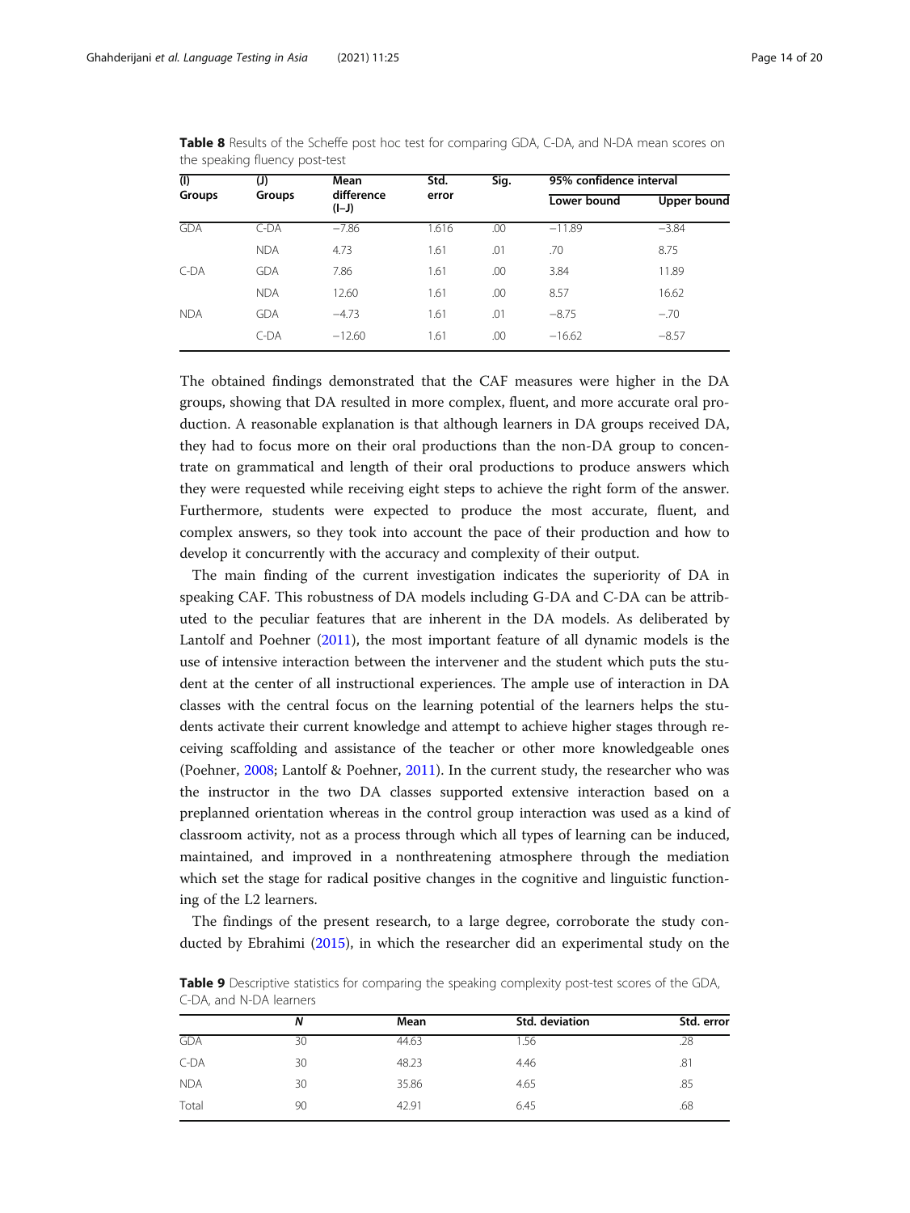**Table 8** Results of the Scheffe post hoc test for comparing GDA, C-DA, and N-DA mean scores on the speaking fluency post-test

| (I) Groups | (J) Groups | Mean difference (I–J) | Std. error | Sig. | 95% confidence interval | |
|---|---|---|---|---|---|---|
| | | | | | Lower bound | Upper bound |
| GDA | C-DA | −7.86 | 1.616 | .00 | −11.89 | −3.84 |
| | NDA | 4.73 | 1.61 | .01 | .70 | 8.75 |
| C-DA | GDA | 7.86 | 1.61 | .00 | 3.84 | 11.89 |
| | NDA | 12.60 | 1.61 | .00 | 8.57 | 16.62 |
| NDA | GDA | −4.73 | 1.61 | .01 | −8.75 | −.70 |
| | C-DA | −12.60 | 1.61 | .00 | −16.62 | −8.57 |

The obtained findings demonstrated that the CAF measures were higher in the DA groups, showing that DA resulted in more complex, fluent, and more accurate oral production. A reasonable explanation is that although learners in DA groups received DA, they had to focus more on their oral productions than the non-DA group to concentrate on grammatical and length of their oral productions to produce answers which they were requested while receiving eight steps to achieve the right form of the answer. Furthermore, students were expected to produce the most accurate, fluent, and complex answers, so they took into account the pace of their production and how to develop it concurrently with the accuracy and complexity of their output.

The main finding of the current investigation indicates the superiority of DA in speaking CAF. This robustness of DA models including G-DA and C-DA can be attributed to the peculiar features that are inherent in the DA models. As deliberated by Lantolf and Poehner (2011), the most important feature of all dynamic models is the use of intensive interaction between the intervener and the student which puts the student at the center of all instructional experiences. The ample use of interaction in DA classes with the central focus on the learning potential of the learners helps the students activate their current knowledge and attempt to achieve higher stages through receiving scaffolding and assistance of the teacher or other more knowledgeable ones (Poehner, 2008; Lantolf & Poehner, 2011). In the current study, the researcher who was the instructor in the two DA classes supported extensive interaction based on a preplanned orientation whereas in the control group interaction was used as a kind of classroom activity, not as a process through which all types of learning can be induced, maintained, and improved in a nonthreatening atmosphere through the mediation which set the stage for radical positive changes in the cognitive and linguistic functioning of the L2 learners.

The findings of the present research, to a large degree, corroborate the study conducted by Ebrahimi (2015), in which the researcher did an experimental study on the

**Table 9** Descriptive statistics for comparing the speaking complexity post-test scores of the GDA, C-DA, and N-DA learners

| | N | Mean | Std. deviation | Std. error |
|---|---|---|---|---|
| GDA | 30 | 44.63 | 1.56 | .28 |
| C-DA | 30 | 48.23 | 4.46 | .81 |
| NDA | 30 | 35.86 | 4.65 | .85 |
| Total | 90 | 42.91 | 6.45 | .68 |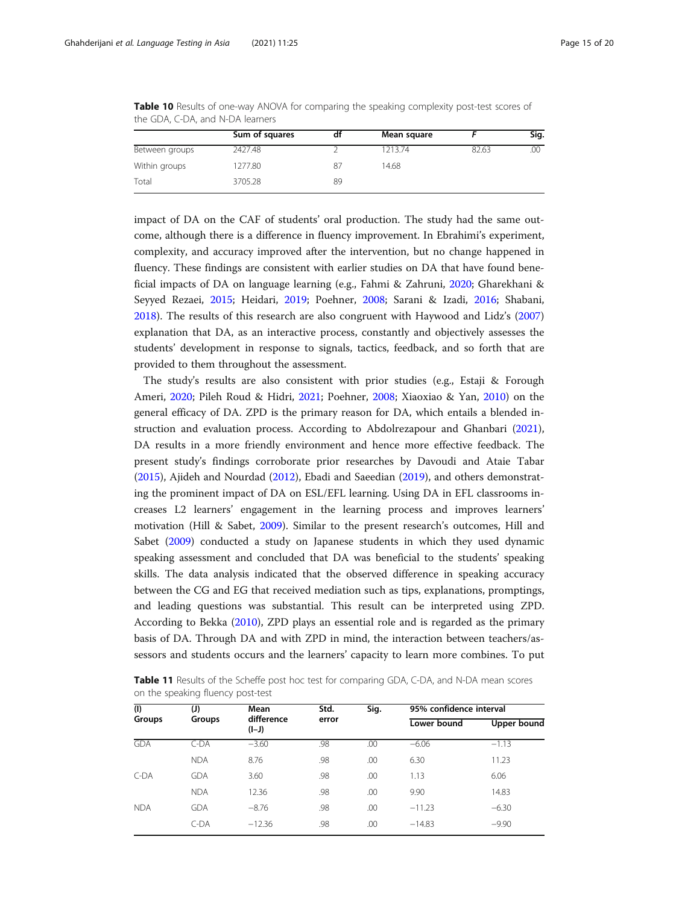**Table 10** Results of one-way ANOVA for comparing the speaking complexity post-test scores of the GDA, C-DA, and N-DA learners

| | Sum of squares | df | Mean square | *F* | Sig. |
|---|---|---|---|---|---|
| Between groups | 2427.48 | 2 | 1213.74 | 82.63 | .00 |
| Within groups | 1277.80 | 87 | 14.68 | | |
| Total | 3705.28 | 89 | | | |

impact of DA on the CAF of students' oral production. The study had the same outcome, although there is a difference in fluency improvement. In Ebrahimi's experiment, complexity, and accuracy improved after the intervention, but no change happened in fluency. These findings are consistent with earlier studies on DA that have found beneficial impacts of DA on language learning (e.g., Fahmi & Zahruni, 2020; Gharekhani & Seyyed Rezaei, 2015; Heidari, 2019; Poehner, 2008; Sarani & Izadi, 2016; Shabani, 2018). The results of this research are also congruent with Haywood and Lidz's (2007) explanation that DA, as an interactive process, constantly and objectively assesses the students' development in response to signals, tactics, feedback, and so forth that are provided to them throughout the assessment.

The study's results are also consistent with prior studies (e.g., Estaji & Forough Ameri, 2020; Pileh Roud & Hidri, 2021; Poehner, 2008; Xiaoxiao & Yan, 2010) on the general efficacy of DA. ZPD is the primary reason for DA, which entails a blended instruction and evaluation process. According to Abdolrezapour and Ghanbari (2021), DA results in a more friendly environment and hence more effective feedback. The present study's findings corroborate prior researches by Davoudi and Ataie Tabar (2015), Ajideh and Nourdad (2012), Ebadi and Saeedian (2019), and others demonstrating the prominent impact of DA on ESL/EFL learning. Using DA in EFL classrooms increases L2 learners' engagement in the learning process and improves learners' motivation (Hill & Sabet, 2009). Similar to the present research's outcomes, Hill and Sabet (2009) conducted a study on Japanese students in which they used dynamic speaking assessment and concluded that DA was beneficial to the students' speaking skills. The data analysis indicated that the observed difference in speaking accuracy between the CG and EG that received mediation such as tips, explanations, promptings, and leading questions was substantial. This result can be interpreted using ZPD. According to Bekka (2010), ZPD plays an essential role and is regarded as the primary basis of DA. Through DA and with ZPD in mind, the interaction between teachers/assessors and students occurs and the learners' capacity to learn more combines. To put

**Table 11** Results of the Scheffe post hoc test for comparing GDA, C-DA, and N-DA mean scores on the speaking fluency post-test

| (I) Groups | (J) Groups | Mean difference (I–J) | Std. error | Sig. | 95% confidence interval | |
|---|---|---|---|---|---|---|
| | | | | | Lower bound | Upper bound |
| GDA | C-DA | −3.60 | .98 | .00 | −6.06 | −1.13 |
| | NDA | 8.76 | .98 | .00 | 6.30 | 11.23 |
| C-DA | GDA | 3.60 | .98 | .00 | 1.13 | 6.06 |
| | NDA | 12.36 | .98 | .00 | 9.90 | 14.83 |
| NDA | GDA | −8.76 | .98 | .00 | −11.23 | −6.30 |
| | C-DA | −12.36 | .98 | .00 | −14.83 | −9.90 |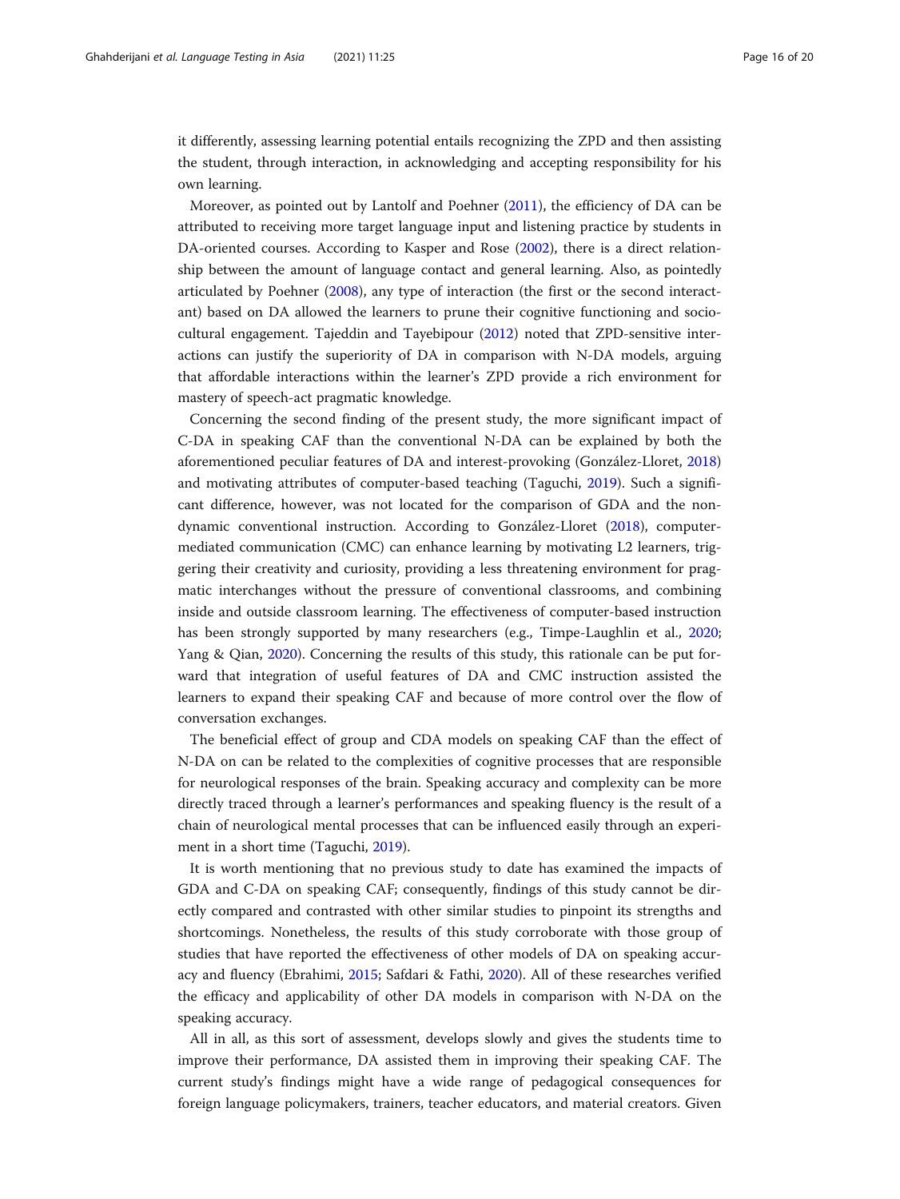it differently, assessing learning potential entails recognizing the ZPD and then assisting the student, through interaction, in acknowledging and accepting responsibility for his own learning.

Moreover, as pointed out by Lantolf and Poehner (2011), the efficiency of DA can be attributed to receiving more target language input and listening practice by students in DA-oriented courses. According to Kasper and Rose (2002), there is a direct relationship between the amount of language contact and general learning. Also, as pointedly articulated by Poehner (2008), any type of interaction (the first or the second interactant) based on DA allowed the learners to prune their cognitive functioning and socio-cultural engagement. Tajeddin and Tayebipour (2012) noted that ZPD-sensitive interactions can justify the superiority of DA in comparison with N-DA models, arguing that affordable interactions within the learner's ZPD provide a rich environment for mastery of speech-act pragmatic knowledge.

Concerning the second finding of the present study, the more significant impact of C-DA in speaking CAF than the conventional N-DA can be explained by both the aforementioned peculiar features of DA and interest-provoking (González-Lloret, 2018) and motivating attributes of computer-based teaching (Taguchi, 2019). Such a significant difference, however, was not located for the comparison of GDA and the non-dynamic conventional instruction. According to González-Lloret (2018), computer-mediated communication (CMC) can enhance learning by motivating L2 learners, triggering their creativity and curiosity, providing a less threatening environment for pragmatic interchanges without the pressure of conventional classrooms, and combining inside and outside classroom learning. The effectiveness of computer-based instruction has been strongly supported by many researchers (e.g., Timpe-Laughlin et al., 2020; Yang & Qian, 2020). Concerning the results of this study, this rationale can be put forward that integration of useful features of DA and CMC instruction assisted the learners to expand their speaking CAF and because of more control over the flow of conversation exchanges.

The beneficial effect of group and CDA models on speaking CAF than the effect of N-DA on can be related to the complexities of cognitive processes that are responsible for neurological responses of the brain. Speaking accuracy and complexity can be more directly traced through a learner's performances and speaking fluency is the result of a chain of neurological mental processes that can be influenced easily through an experiment in a short time (Taguchi, 2019).

It is worth mentioning that no previous study to date has examined the impacts of GDA and C-DA on speaking CAF; consequently, findings of this study cannot be directly compared and contrasted with other similar studies to pinpoint its strengths and shortcomings. Nonetheless, the results of this study corroborate with those group of studies that have reported the effectiveness of other models of DA on speaking accuracy and fluency (Ebrahimi, 2015; Safdari & Fathi, 2020). All of these researches verified the efficacy and applicability of other DA models in comparison with N-DA on the speaking accuracy.

All in all, as this sort of assessment, develops slowly and gives the students time to improve their performance, DA assisted them in improving their speaking CAF. The current study's findings might have a wide range of pedagogical consequences for foreign language policymakers, trainers, teacher educators, and material creators. Given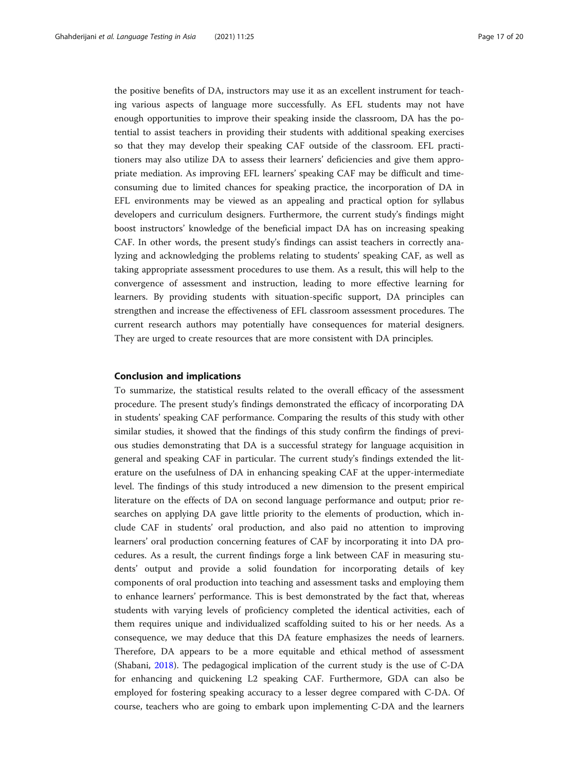the positive benefits of DA, instructors may use it as an excellent instrument for teaching various aspects of language more successfully. As EFL students may not have enough opportunities to improve their speaking inside the classroom, DA has the potential to assist teachers in providing their students with additional speaking exercises so that they may develop their speaking CAF outside of the classroom. EFL practitioners may also utilize DA to assess their learners' deficiencies and give them appropriate mediation. As improving EFL learners' speaking CAF may be difficult and time-consuming due to limited chances for speaking practice, the incorporation of DA in EFL environments may be viewed as an appealing and practical option for syllabus developers and curriculum designers. Furthermore, the current study's findings might boost instructors' knowledge of the beneficial impact DA has on increasing speaking CAF. In other words, the present study's findings can assist teachers in correctly analyzing and acknowledging the problems relating to students' speaking CAF, as well as taking appropriate assessment procedures to use them. As a result, this will help to the convergence of assessment and instruction, leading to more effective learning for learners. By providing students with situation-specific support, DA principles can strengthen and increase the effectiveness of EFL classroom assessment procedures. The current research authors may potentially have consequences for material designers. They are urged to create resources that are more consistent with DA principles.

## Conclusion and implications

To summarize, the statistical results related to the overall efficacy of the assessment procedure. The present study's findings demonstrated the efficacy of incorporating DA in students' speaking CAF performance. Comparing the results of this study with other similar studies, it showed that the findings of this study confirm the findings of previous studies demonstrating that DA is a successful strategy for language acquisition in general and speaking CAF in particular. The current study's findings extended the literature on the usefulness of DA in enhancing speaking CAF at the upper-intermediate level. The findings of this study introduced a new dimension to the present empirical literature on the effects of DA on second language performance and output; prior researches on applying DA gave little priority to the elements of production, which include CAF in students' oral production, and also paid no attention to improving learners' oral production concerning features of CAF by incorporating it into DA procedures. As a result, the current findings forge a link between CAF in measuring students' output and provide a solid foundation for incorporating details of key components of oral production into teaching and assessment tasks and employing them to enhance learners' performance. This is best demonstrated by the fact that, whereas students with varying levels of proficiency completed the identical activities, each of them requires unique and individualized scaffolding suited to his or her needs. As a consequence, we may deduce that this DA feature emphasizes the needs of learners. Therefore, DA appears to be a more equitable and ethical method of assessment (Shabani, 2018). The pedagogical implication of the current study is the use of C-DA for enhancing and quickening L2 speaking CAF. Furthermore, GDA can also be employed for fostering speaking accuracy to a lesser degree compared with C-DA. Of course, teachers who are going to embark upon implementing C-DA and the learners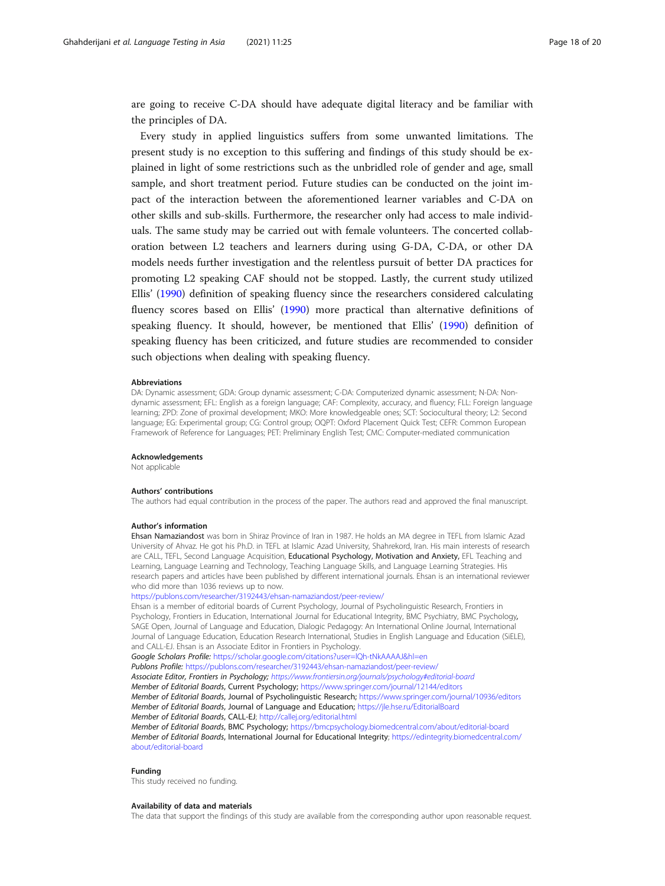are going to receive C-DA should have adequate digital literacy and be familiar with the principles of DA.

Every study in applied linguistics suffers from some unwanted limitations. The present study is no exception to this suffering and findings of this study should be explained in light of some restrictions such as the unbridled role of gender and age, small sample, and short treatment period. Future studies can be conducted on the joint impact of the interaction between the aforementioned learner variables and C-DA on other skills and sub-skills. Furthermore, the researcher only had access to male individuals. The same study may be carried out with female volunteers. The concerted collaboration between L2 teachers and learners during using G-DA, C-DA, or other DA models needs further investigation and the relentless pursuit of better DA practices for promoting L2 speaking CAF should not be stopped. Lastly, the current study utilized Ellis' (1990) definition of speaking fluency since the researchers considered calculating fluency scores based on Ellis' (1990) more practical than alternative definitions of speaking fluency. It should, however, be mentioned that Ellis' (1990) definition of speaking fluency has been criticized, and future studies are recommended to consider such objections when dealing with speaking fluency.

#### Abbreviations

DA: Dynamic assessment; GDA: Group dynamic assessment; C-DA: Computerized dynamic assessment; N-DA: Non-dynamic assessment; EFL: English as a foreign language; CAF: Complexity, accuracy, and fluency; FLL: Foreign language learning; ZPD: Zone of proximal development; MKO: More knowledgeable ones; SCT: Sociocultural theory; L2: Second language; EG: Experimental group; CG: Control group; OQPT: Oxford Placement Quick Test; CEFR: Common European Framework of Reference for Languages; PET: Preliminary English Test; CMC: Computer-mediated communication

#### Acknowledgements

Not applicable

#### Authors' contributions

The authors had equal contribution in the process of the paper. The authors read and approved the final manuscript.

#### Author's information

**Ehsan Namaziandost** was born in Shiraz Province of Iran in 1987. He holds an MA degree in TEFL from Islamic Azad University of Ahvaz. He got his Ph.D. in TEFL at Islamic Azad University, Shahrekord, Iran. His main interests of research are CALL, TEFL, Second Language Acquisition, **Educational Psychology, Motivation and Anxiety,** EFL Teaching and Learning, Language Learning and Technology, Teaching Language Skills, and Language Learning Strategies. His research papers and articles have been published by different international journals. Ehsan is an international reviewer who did more than 1036 reviews up to now.

https://publons.com/researcher/3192443/ehsan-namaziandost/peer-review/

Ehsan is a member of editorial boards of Current Psychology, Journal of Psycholinguistic Research, Frontiers in Psychology, Frontiers in Education, International Journal for Educational Integrity, BMC Psychiatry, BMC Psychology, SAGE Open, Journal of Language and Education, Dialogic Pedagogy: An International Online Journal, International Journal of Language Education, Education Research International, Studies in English Language and Education (SiELE), and CALL-EJ. Ehsan is an Associate Editor in Frontiers in Psychology.

*Google Scholars Profile:* https://scholar.google.com/citations?user=lQh-tNkAAAAJ&hl=en
*Publons Profile:* https://publons.com/researcher/3192443/ehsan-namaziandost/peer-review/
*Associate Editor, Frontiers in Psychology; https://www.frontiersin.org/journals/psychology#editorial-board*
*Member of Editorial Boards*, Current Psychology; https://www.springer.com/journal/12144/editors
*Member of Editorial Boards*, Journal of Psycholinguistic Research; https://www.springer.com/journal/10936/editors
*Member of Editorial Boards*, Journal of Language and Education; https://jle.hse.ru/EditorialBoard
*Member of Editorial Boards*, CALL-EJ; http://callej.org/editorial.html
*Member of Editorial Boards*, BMC Psychology; https://bmcpsychology.biomedcentral.com/about/editorial-board
*Member of Editorial Boards*, International Journal for Educational Integrity; https://edintegrity.biomedcentral.com/about/editorial-board

#### Funding

This study received no funding.

#### Availability of data and materials

The data that support the findings of this study are available from the corresponding author upon reasonable request.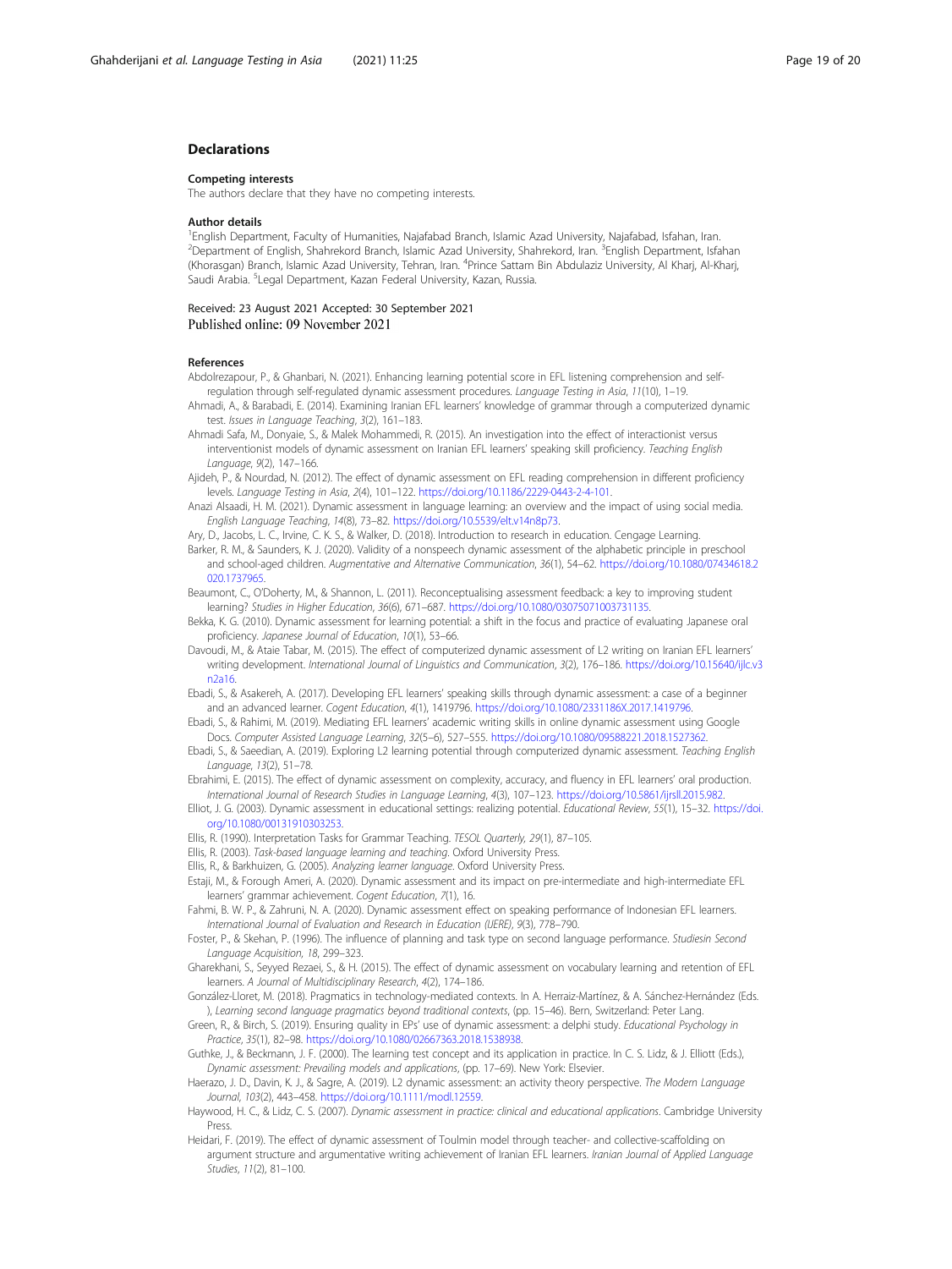## Declarations

### Competing interests

The authors declare that they have no competing interests.

### Author details

[1]English Department, Faculty of Humanities, Najafabad Branch, Islamic Azad University, Najafabad, Isfahan, Iran. [2]Department of English, Shahrekord Branch, Islamic Azad University, Shahrekord, Iran. [3]English Department, Isfahan (Khorasgan) Branch, Islamic Azad University, Tehran, Iran. [4]Prince Sattam Bin Abdulaziz University, Al Kharj, Al-Kharj, Saudi Arabia. [5]Legal Department, Kazan Federal University, Kazan, Russia.

Received: 23 August 2021 Accepted: 30 September 2021
Published online: 09 November 2021

### References

Abdolrezapour, P., & Ghanbari, N. (2021). Enhancing learning potential score in EFL listening comprehension and self-regulation through self-regulated dynamic assessment procedures. *Language Testing in Asia*, *11*(10), 1–19.

Ahmadi, A., & Barabadi, E. (2014). Examining Iranian EFL learners' knowledge of grammar through a computerized dynamic test. *Issues in Language Teaching*, *3*(2), 161–183.

Ahmadi Safa, M., Donyaie, S., & Malek Mohammedi, R. (2015). An investigation into the effect of interactionist versus interventionist models of dynamic assessment on Iranian EFL learners' speaking skill proficiency. *Teaching English Language*, *9*(2), 147–166.

Ajideh, P., & Nourdad, N. (2012). The effect of dynamic assessment on EFL reading comprehension in different proficiency levels. *Language Testing in Asia*, *2*(4), 101–122. https://doi.org/10.1186/2229-0443-2-4-101.

Anazi Alsaadi, H. M. (2021). Dynamic assessment in language learning: an overview and the impact of using social media. *English Language Teaching*, *14*(8), 73–82. https://doi.org/10.5539/elt.v14n8p73.

Ary, D., Jacobs, L. C., Irvine, C. K. S., & Walker, D. (2018). Introduction to research in education. Cengage Learning.

Barker, R. M., & Saunders, K. J. (2020). Validity of a nonspeech dynamic assessment of the alphabetic principle in preschool and school-aged children. *Augmentative and Alternative Communication*, *36*(1), 54–62. https://doi.org/10.1080/07434618.2020.1737965.

Beaumont, C., O'Doherty, M., & Shannon, L. (2011). Reconceptualising assessment feedback: a key to improving student learning? *Studies in Higher Education*, *36*(6), 671–687. https://doi.org/10.1080/03075071003731135.

Bekka, K. G. (2010). Dynamic assessment for learning potential: a shift in the focus and practice of evaluating Japanese oral proficiency. *Japanese Journal of Education*, *10*(1), 53–66.

Davoudi, M., & Ataie Tabar, M. (2015). The effect of computerized dynamic assessment of L2 writing on Iranian EFL learners' writing development. *International Journal of Linguistics and Communication*, *3*(2), 176–186. https://doi.org/10.15640/ijlc.v3n2a16.

Ebadi, S., & Asakereh, A. (2017). Developing EFL learners' speaking skills through dynamic assessment: a case of a beginner and an advanced learner. *Cogent Education*, *4*(1), 1419796. https://doi.org/10.1080/2331186X.2017.1419796.

Ebadi, S., & Rahimi, M. (2019). Mediating EFL learners' academic writing skills in online dynamic assessment using Google Docs. *Computer Assisted Language Learning*, *32*(5–6), 527–555. https://doi.org/10.1080/09588221.2018.1527362.

Ebadi, S., & Saeedian, A. (2019). Exploring L2 learning potential through computerized dynamic assessment. *Teaching English Language*, *13*(2), 51–78.

Ebrahimi, E. (2015). The effect of dynamic assessment on complexity, accuracy, and fluency in EFL learners' oral production. *International Journal of Research Studies in Language Learning*, *4*(3), 107–123. https://doi.org/10.5861/ijrsll.2015.982.

Elliot, J. G. (2003). Dynamic assessment in educational settings: realizing potential. *Educational Review*, *55*(1), 15–32. https://doi.org/10.1080/00131910303253.

Ellis, R. (1990). Interpretation Tasks for Grammar Teaching. *TESOL Quarterly*, *29*(1), 87–105.

Ellis, R. (2003). *Task-based language learning and teaching*. Oxford University Press.

Ellis, R., & Barkhuizen, G. (2005). *Analyzing learner language*. Oxford University Press.

Estaji, M., & Forough Ameri, A. (2020). Dynamic assessment and its impact on pre-intermediate and high-intermediate EFL learners' grammar achievement. *Cogent Education*, *7*(1), 16.

Fahmi, B. W. P., & Zahruni, N. A. (2020). Dynamic assessment effect on speaking performance of Indonesian EFL learners. *International Journal of Evaluation and Research in Education (IJERE)*, *9*(3), 778–790.

Foster, P., & Skehan, P. (1996). The influence of planning and task type on second language performance. *Studiesin Second Language Acquisition*, *18*, 299–323.

Gharekhani, S., Seyyed Rezaei, S., & H. (2015). The effect of dynamic assessment on vocabulary learning and retention of EFL learners. *A Journal of Multidisciplinary Research*, *4*(2), 174–186.

González-Lloret, M. (2018). Pragmatics in technology-mediated contexts. In A. Herraiz-Martínez, & A. Sánchez-Hernández (Eds.), *Learning second language pragmatics beyond traditional contexts*, (pp. 15–46). Bern, Switzerland: Peter Lang.

Green, R., & Birch, S. (2019). Ensuring quality in EPs' use of dynamic assessment: a delphi study. *Educational Psychology in Practice*, *35*(1), 82–98. https://doi.org/10.1080/02667363.2018.1538938.

Guthke, J., & Beckmann, J. F. (2000). The learning test concept and its application in practice. In C. S. Lidz, & J. Elliott (Eds.), *Dynamic assessment: Prevailing models and applications*, (pp. 17–69). New York: Elsevier.

Haerazo, J. D., Davin, K. J., & Sagre, A. (2019). L2 dynamic assessment: an activity theory perspective. *The Modern Language Journal*, *103*(2), 443–458. https://doi.org/10.1111/modl.12559.

Haywood, H. C., & Lidz, C. S. (2007). *Dynamic assessment in practice: clinical and educational applications*. Cambridge University Press.

Heidari, F. (2019). The effect of dynamic assessment of Toulmin model through teacher- and collective-scaffolding on argument structure and argumentative writing achievement of Iranian EFL learners. *Iranian Journal of Applied Language Studies*, *11*(2), 81–100.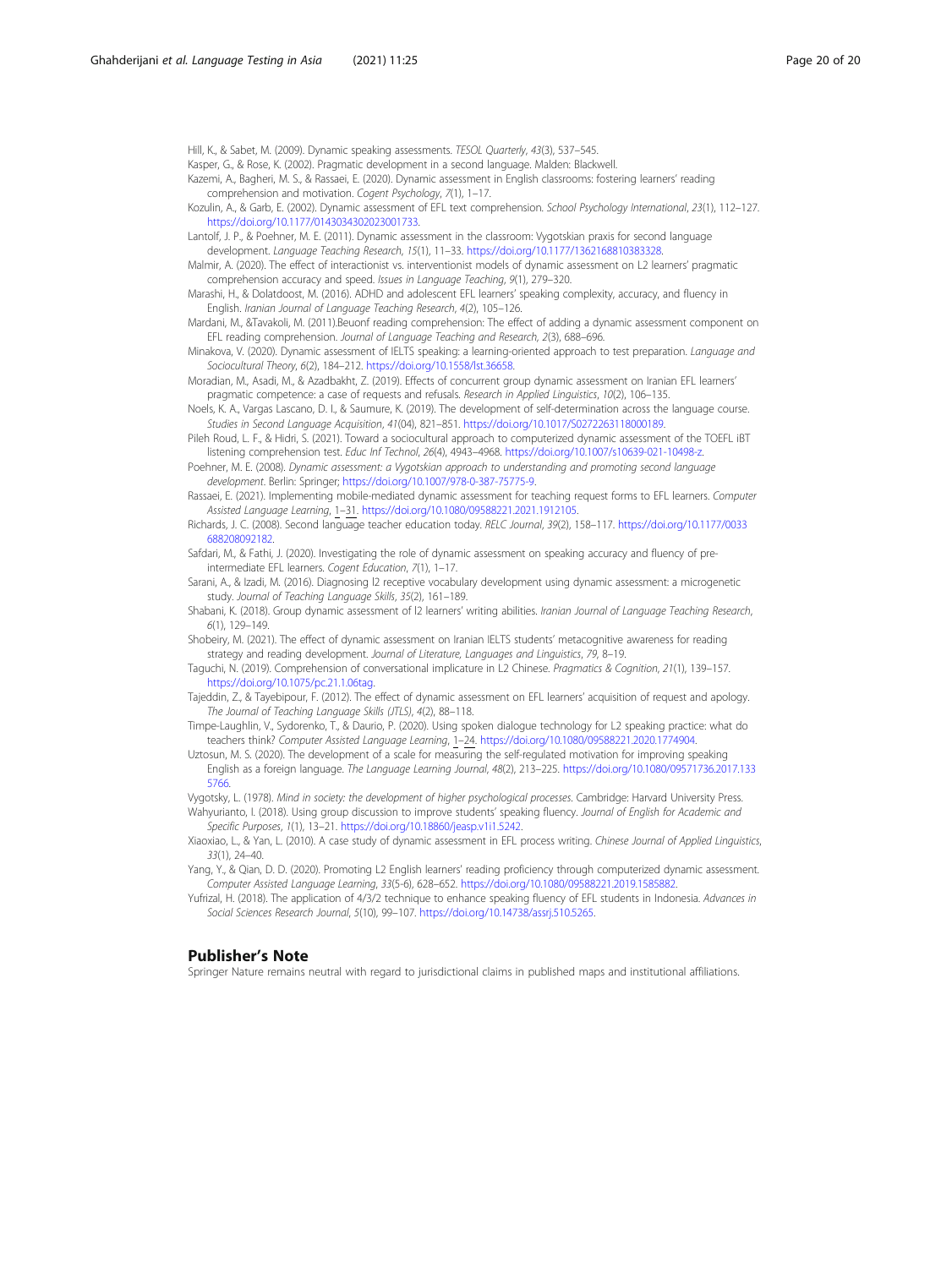Hill, K., & Sabet, M. (2009). Dynamic speaking assessments. *TESOL Quarterly*, *43*(3), 537–545.

Kasper, G., & Rose, K. (2002). Pragmatic development in a second language. Malden: Blackwell.

Kazemi, A., Bagheri, M. S., & Rassaei, E. (2020). Dynamic assessment in English classrooms: fostering learners' reading comprehension and motivation. *Cogent Psychology*, *7*(1), 1–17.

Kozulin, A., & Garb, E. (2002). Dynamic assessment of EFL text comprehension. *School Psychology International*, *23*(1), 112–127. https://doi.org/10.1177/0143034302023001733.

Lantolf, J. P., & Poehner, M. E. (2011). Dynamic assessment in the classroom: Vygotskian praxis for second language development. *Language Teaching Research*, *15*(1), 11–33. https://doi.org/10.1177/1362168810383328.

Malmir, A. (2020). The effect of interactionist vs. interventionist models of dynamic assessment on L2 learners' pragmatic comprehension accuracy and speed. *Issues in Language Teaching*, *9*(1), 279–320.

Marashi, H., & Dolatdoost, M. (2016). ADHD and adolescent EFL learners' speaking complexity, accuracy, and fluency in English. *Iranian Journal of Language Teaching Research*, *4*(2), 105–126.

Mardani, M., &Tavakoli, M. (2011).Beuonf reading comprehension: The effect of adding a dynamic assessment component on EFL reading comprehension. *Journal of Language Teaching and Research*, *2*(3), 688–696.

Minakova, V. (2020). Dynamic assessment of IELTS speaking: a learning-oriented approach to test preparation. *Language and Sociocultural Theory*, *6*(2), 184–212. https://doi.org/10.1558/lst.36658.

Moradian, M., Asadi, M., & Azadbakht, Z. (2019). Effects of concurrent group dynamic assessment on Iranian EFL learners' pragmatic competence: a case of requests and refusals. *Research in Applied Linguistics*, *10*(2), 106–135.

Noels, K. A., Vargas Lascano, D. I., & Saumure, K. (2019). The development of self-determination across the language course. *Studies in Second Language Acquisition*, *41*(04), 821–851. https://doi.org/10.1017/S0272263118000189.

Pileh Roud, L. F., & Hidri, S. (2021). Toward a sociocultural approach to computerized dynamic assessment of the TOEFL iBT listening comprehension test. *Educ Inf Technol*, *26*(4), 4943–4968. https://doi.org/10.1007/s10639-021-10498-z.

Poehner, M. E. (2008). *Dynamic assessment: a Vygotskian approach to understanding and promoting second language development*. Berlin: Springer; https://doi.org/10.1007/978-0-387-75775-9.

Rassaei, E. (2021). Implementing mobile-mediated dynamic assessment for teaching request forms to EFL learners. *Computer Assisted Language Learning*, 1–31. https://doi.org/10.1080/09588221.2021.1912105.

Richards, J. C. (2008). Second language teacher education today. *RELC Journal*, *39*(2), 158–117. https://doi.org/10.1177/0033688208092182.

Safdari, M., & Fathi, J. (2020). Investigating the role of dynamic assessment on speaking accuracy and fluency of pre-intermediate EFL learners. *Cogent Education*, *7*(1), 1–17.

Sarani, A., & Izadi, M. (2016). Diagnosing l2 receptive vocabulary development using dynamic assessment: a microgenetic study. *Journal of Teaching Language Skills*, *35*(2), 161–189.

Shabani, K. (2018). Group dynamic assessment of l2 learners' writing abilities. *Iranian Journal of Language Teaching Research*, *6*(1), 129–149.

Shobeiry, M. (2021). The effect of dynamic assessment on Iranian IELTS students' metacognitive awareness for reading strategy and reading development. *Journal of Literature, Languages and Linguistics*, *79*, 8–19.

Taguchi, N. (2019). Comprehension of conversational implicature in L2 Chinese. *Pragmatics & Cognition*, *21*(1), 139–157. https://doi.org/10.1075/pc.21.1.06tag.

Tajeddin, Z., & Tayebipour, F. (2012). The effect of dynamic assessment on EFL learners' acquisition of request and apology. *The Journal of Teaching Language Skills (JTLS)*, *4*(2), 88–118.

Timpe-Laughlin, V., Sydorenko, T., & Daurio, P. (2020). Using spoken dialogue technology for L2 speaking practice: what do teachers think? *Computer Assisted Language Learning*, 1–24. https://doi.org/10.1080/09588221.2020.1774904.

Uztosun, M. S. (2020). The development of a scale for measuring the self-regulated motivation for improving speaking English as a foreign language. *The Language Learning Journal*, *48*(2), 213–225. https://doi.org/10.1080/09571736.2017.1335766.

Vygotsky, L. (1978). *Mind in society: the development of higher psychological processes*. Cambridge: Harvard University Press.

Wahyurianto, I. (2018). Using group discussion to improve students' speaking fluency. *Journal of English for Academic and Specific Purposes*, *1*(1), 13–21. https://doi.org/10.18860/jeasp.v1i1.5242.

Xiaoxiao, L., & Yan, L. (2010). A case study of dynamic assessment in EFL process writing. *Chinese Journal of Applied Linguistics*, *33*(1), 24–40.

Yang, Y., & Qian, D. D. (2020). Promoting L2 English learners' reading proficiency through computerized dynamic assessment. *Computer Assisted Language Learning*, *33*(5-6), 628–652. https://doi.org/10.1080/09588221.2019.1585882.

Yufrizal, H. (2018). The application of 4/3/2 technique to enhance speaking fluency of EFL students in Indonesia. *Advances in Social Sciences Research Journal*, *5*(10), 99–107. https://doi.org/10.14738/assrj.510.5265.

## Publisher's Note

Springer Nature remains neutral with regard to jurisdictional claims in published maps and institutional affiliations.